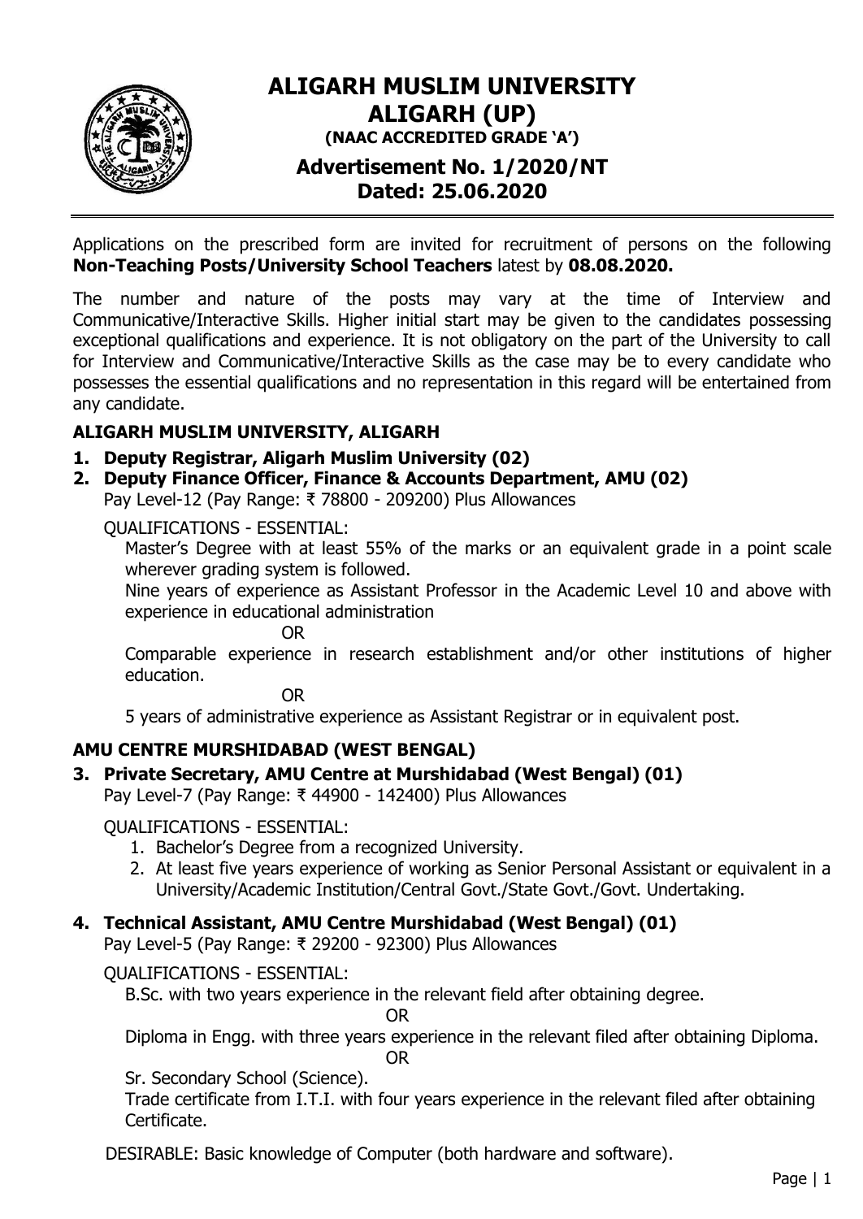# ALIGARH MUSLIM UNIVERSITY
# ALIGARH (UP)
### (NAAC ACCREDITED GRADE 'A')
## Advertisement No. 1/2020/NT
## Dated: 25.06.2020

Applications on the prescribed form are invited for recruitment of persons on the following **Non-Teaching Posts/University School Teachers** latest by **08.08.2020.**

The number and nature of the posts may vary at the time of Interview and Communicative/Interactive Skills. Higher initial start may be given to the candidates possessing exceptional qualifications and experience. It is not obligatory on the part of the University to call for Interview and Communicative/Interactive Skills as the case may be to every candidate who possesses the essential qualifications and no representation in this regard will be entertained from any candidate.

### ALIGARH MUSLIM UNIVERSITY, ALIGARH

**1. Deputy Registrar, Aligarh Muslim University (02)**

**2. Deputy Finance Officer, Finance & Accounts Department, AMU (02)**

Pay Level-12 (Pay Range: ₹ 78800 - 209200) Plus Allowances

QUALIFICATIONS - ESSENTIAL:

Master's Degree with at least 55% of the marks or an equivalent grade in a point scale wherever grading system is followed.

Nine years of experience as Assistant Professor in the Academic Level 10 and above with experience in educational administration

OR

Comparable experience in research establishment and/or other institutions of higher education.

OR

5 years of administrative experience as Assistant Registrar or in equivalent post.

### AMU CENTRE MURSHIDABAD (WEST BENGAL)

**3. Private Secretary, AMU Centre at Murshidabad (West Bengal) (01)**

Pay Level-7 (Pay Range: ₹ 44900 - 142400) Plus Allowances

QUALIFICATIONS - ESSENTIAL:

1. Bachelor's Degree from a recognized University.
2. At least five years experience of working as Senior Personal Assistant or equivalent in a University/Academic Institution/Central Govt./State Govt./Govt. Undertaking.

**4. Technical Assistant, AMU Centre Murshidabad (West Bengal) (01)**

Pay Level-5 (Pay Range: ₹ 29200 - 92300) Plus Allowances

QUALIFICATIONS - ESSENTIAL:

B.Sc. with two years experience in the relevant field after obtaining degree.

OR

Diploma in Engg. with three years experience in the relevant filed after obtaining Diploma.

OR

Sr. Secondary School (Science).

Trade certificate from I.T.I. with four years experience in the relevant filed after obtaining Certificate.

DESIRABLE: Basic knowledge of Computer (both hardware and software).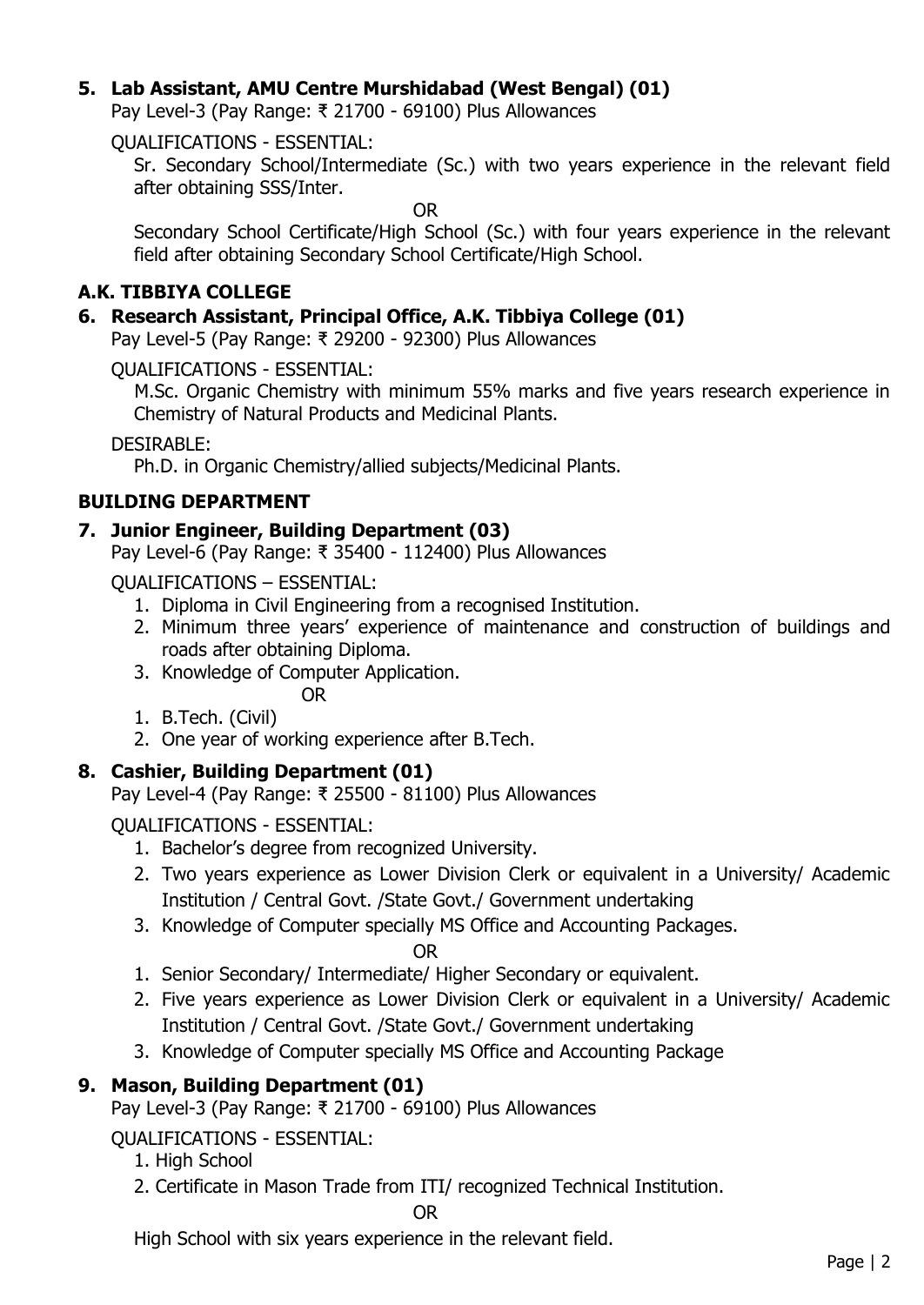**5. Lab Assistant, AMU Centre Murshidabad (West Bengal) (01)**

Pay Level-3 (Pay Range: ₹ 21700 - 69100) Plus Allowances

QUALIFICATIONS - ESSENTIAL:

Sr. Secondary School/Intermediate (Sc.) with two years experience in the relevant field after obtaining SSS/Inter.

OR

Secondary School Certificate/High School (Sc.) with four years experience in the relevant field after obtaining Secondary School Certificate/High School.

## A.K. TIBBIYA COLLEGE

**6. Research Assistant, Principal Office, A.K. Tibbiya College (01)**

Pay Level-5 (Pay Range: ₹ 29200 - 92300) Plus Allowances

QUALIFICATIONS - ESSENTIAL:

M.Sc. Organic Chemistry with minimum 55% marks and five years research experience in Chemistry of Natural Products and Medicinal Plants.

DESIRABLE:

Ph.D. in Organic Chemistry/allied subjects/Medicinal Plants.

## BUILDING DEPARTMENT

**7. Junior Engineer, Building Department (03)**

Pay Level-6 (Pay Range: ₹ 35400 - 112400) Plus Allowances

QUALIFICATIONS – ESSENTIAL:

1. Diploma in Civil Engineering from a recognised Institution.
2. Minimum three years' experience of maintenance and construction of buildings and roads after obtaining Diploma.
3. Knowledge of Computer Application.

OR

1. B.Tech. (Civil)
2. One year of working experience after B.Tech.

**8. Cashier, Building Department (01)**

Pay Level-4 (Pay Range: ₹ 25500 - 81100) Plus Allowances

QUALIFICATIONS - ESSENTIAL:

1. Bachelor's degree from recognized University.
2. Two years experience as Lower Division Clerk or equivalent in a University/ Academic Institution / Central Govt. /State Govt./ Government undertaking
3. Knowledge of Computer specially MS Office and Accounting Packages.

OR

1. Senior Secondary/ Intermediate/ Higher Secondary or equivalent.
2. Five years experience as Lower Division Clerk or equivalent in a University/ Academic Institution / Central Govt. /State Govt./ Government undertaking
3. Knowledge of Computer specially MS Office and Accounting Package

**9. Mason, Building Department (01)**

Pay Level-3 (Pay Range: ₹ 21700 - 69100) Plus Allowances

QUALIFICATIONS - ESSENTIAL:

1. High School
2. Certificate in Mason Trade from ITI/ recognized Technical Institution.

OR

High School with six years experience in the relevant field.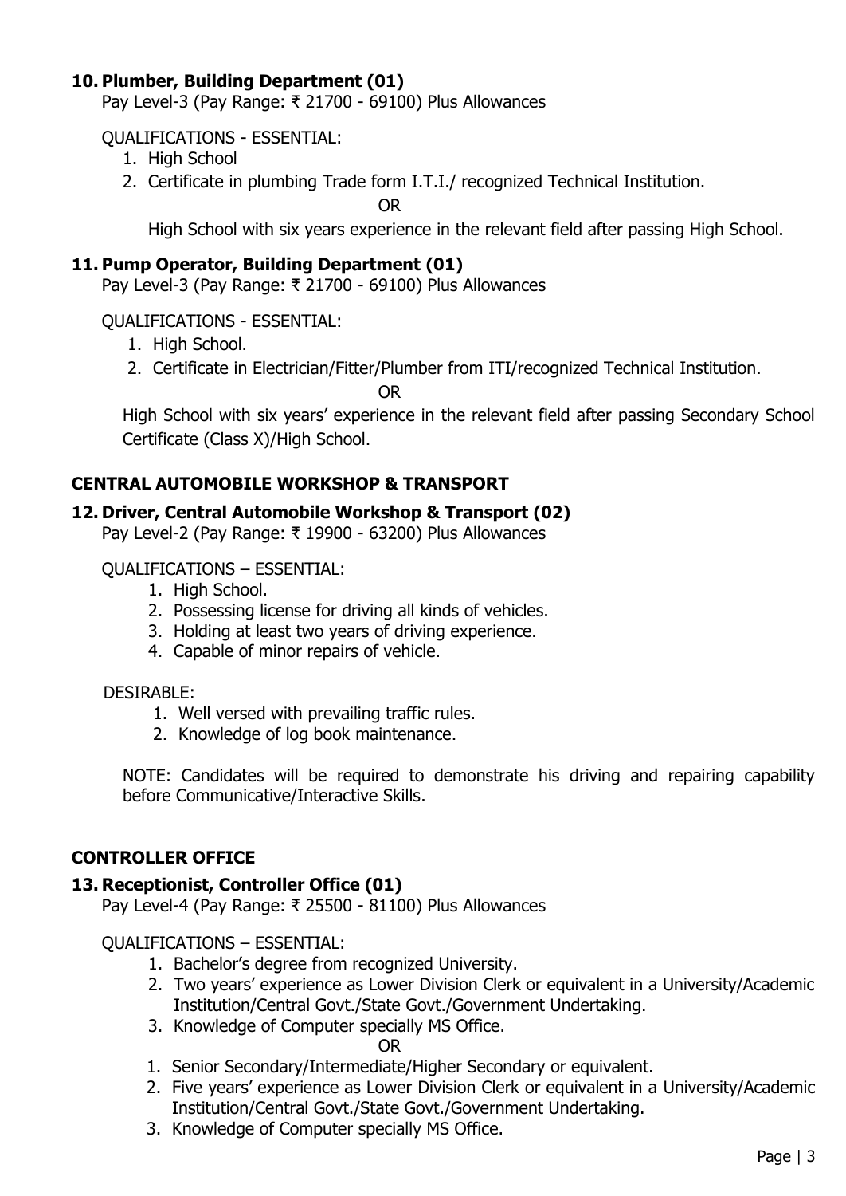### 10. Plumber, Building Department (01)

Pay Level-3 (Pay Range: ₹ 21700 - 69100) Plus Allowances

QUALIFICATIONS - ESSENTIAL:

1. High School
2. Certificate in plumbing Trade form I.T.I./ recognized Technical Institution.

OR

High School with six years experience in the relevant field after passing High School.

### 11. Pump Operator, Building Department (01)

Pay Level-3 (Pay Range: ₹ 21700 - 69100) Plus Allowances

QUALIFICATIONS - ESSENTIAL:

1. High School.
2. Certificate in Electrician/Fitter/Plumber from ITI/recognized Technical Institution.

OR

High School with six years' experience in the relevant field after passing Secondary School Certificate (Class X)/High School.

## CENTRAL AUTOMOBILE WORKSHOP & TRANSPORT

### 12. Driver, Central Automobile Workshop & Transport (02)

Pay Level-2 (Pay Range: ₹ 19900 - 63200) Plus Allowances

QUALIFICATIONS – ESSENTIAL:

1. High School.
2. Possessing license for driving all kinds of vehicles.
3. Holding at least two years of driving experience.
4. Capable of minor repairs of vehicle.

DESIRABLE:

1. Well versed with prevailing traffic rules.
2. Knowledge of log book maintenance.

NOTE: Candidates will be required to demonstrate his driving and repairing capability before Communicative/Interactive Skills.

## CONTROLLER OFFICE

### 13. Receptionist, Controller Office (01)

Pay Level-4 (Pay Range: ₹ 25500 - 81100) Plus Allowances

QUALIFICATIONS – ESSENTIAL:

1. Bachelor's degree from recognized University.
2. Two years' experience as Lower Division Clerk or equivalent in a University/Academic Institution/Central Govt./State Govt./Government Undertaking.
3. Knowledge of Computer specially MS Office.

OR

1. Senior Secondary/Intermediate/Higher Secondary or equivalent.
2. Five years' experience as Lower Division Clerk or equivalent in a University/Academic Institution/Central Govt./State Govt./Government Undertaking.
3. Knowledge of Computer specially MS Office.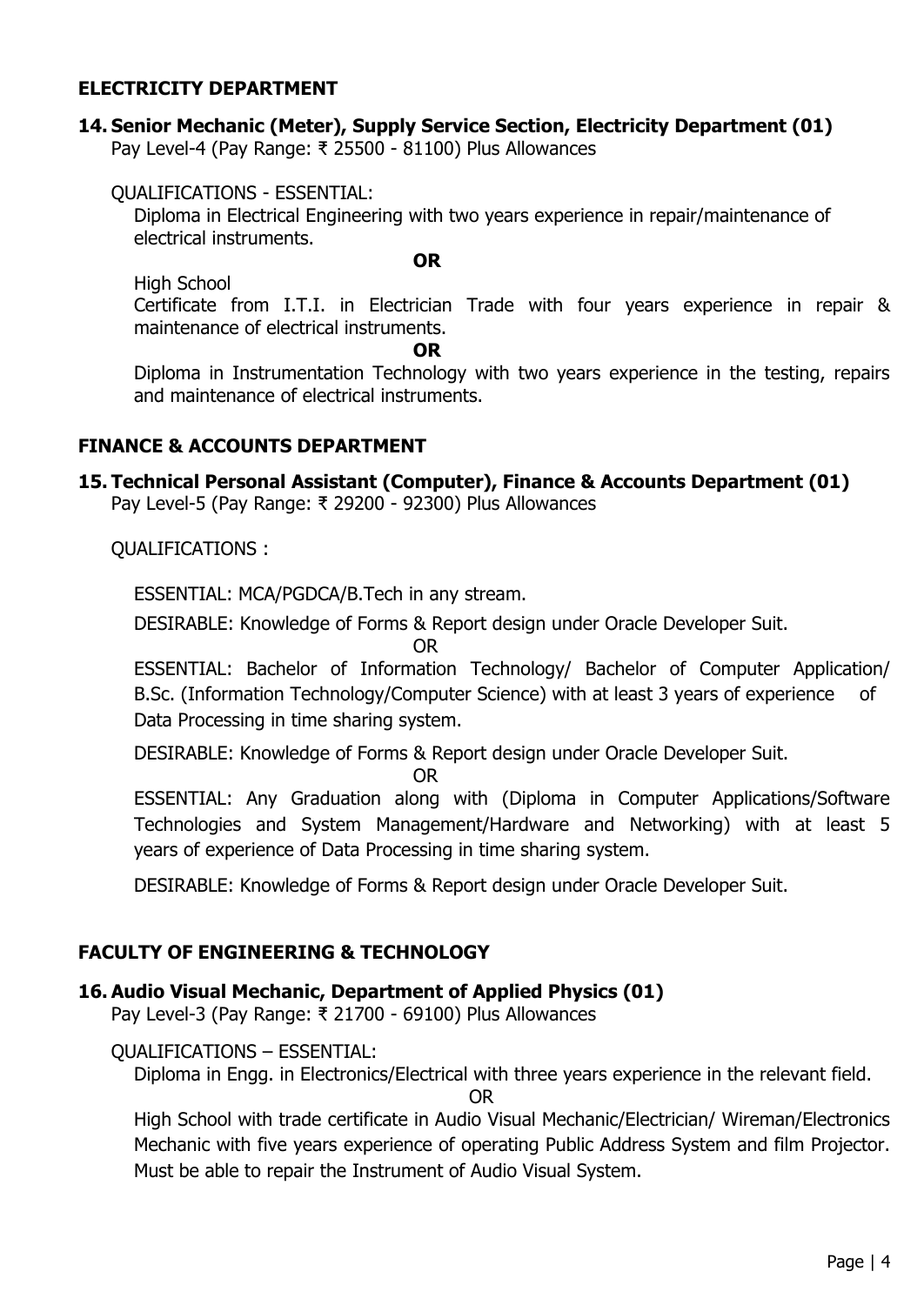## ELECTRICITY DEPARTMENT

### 14. Senior Mechanic (Meter), Supply Service Section, Electricity Department (01)

Pay Level-4 (Pay Range: ₹ 25500 - 81100) Plus Allowances

QUALIFICATIONS - ESSENTIAL:

Diploma in Electrical Engineering with two years experience in repair/maintenance of electrical instruments.

**OR**

High School

Certificate from I.T.I. in Electrician Trade with four years experience in repair & maintenance of electrical instruments.

**OR**

Diploma in Instrumentation Technology with two years experience in the testing, repairs and maintenance of electrical instruments.

## FINANCE & ACCOUNTS DEPARTMENT

### 15. Technical Personal Assistant (Computer), Finance & Accounts Department (01)

Pay Level-5 (Pay Range: ₹ 29200 - 92300) Plus Allowances

QUALIFICATIONS :

ESSENTIAL: MCA/PGDCA/B.Tech in any stream.

DESIRABLE: Knowledge of Forms & Report design under Oracle Developer Suit.

OR

ESSENTIAL: Bachelor of Information Technology/ Bachelor of Computer Application/ B.Sc. (Information Technology/Computer Science) with at least 3 years of experience of Data Processing in time sharing system.

DESIRABLE: Knowledge of Forms & Report design under Oracle Developer Suit.

OR

ESSENTIAL: Any Graduation along with (Diploma in Computer Applications/Software Technologies and System Management/Hardware and Networking) with at least 5 years of experience of Data Processing in time sharing system.

DESIRABLE: Knowledge of Forms & Report design under Oracle Developer Suit.

## FACULTY OF ENGINEERING & TECHNOLOGY

### 16. Audio Visual Mechanic, Department of Applied Physics (01)

Pay Level-3 (Pay Range: ₹ 21700 - 69100) Plus Allowances

QUALIFICATIONS – ESSENTIAL:

Diploma in Engg. in Electronics/Electrical with three years experience in the relevant field.

OR

High School with trade certificate in Audio Visual Mechanic/Electrician/ Wireman/Electronics Mechanic with five years experience of operating Public Address System and film Projector. Must be able to repair the Instrument of Audio Visual System.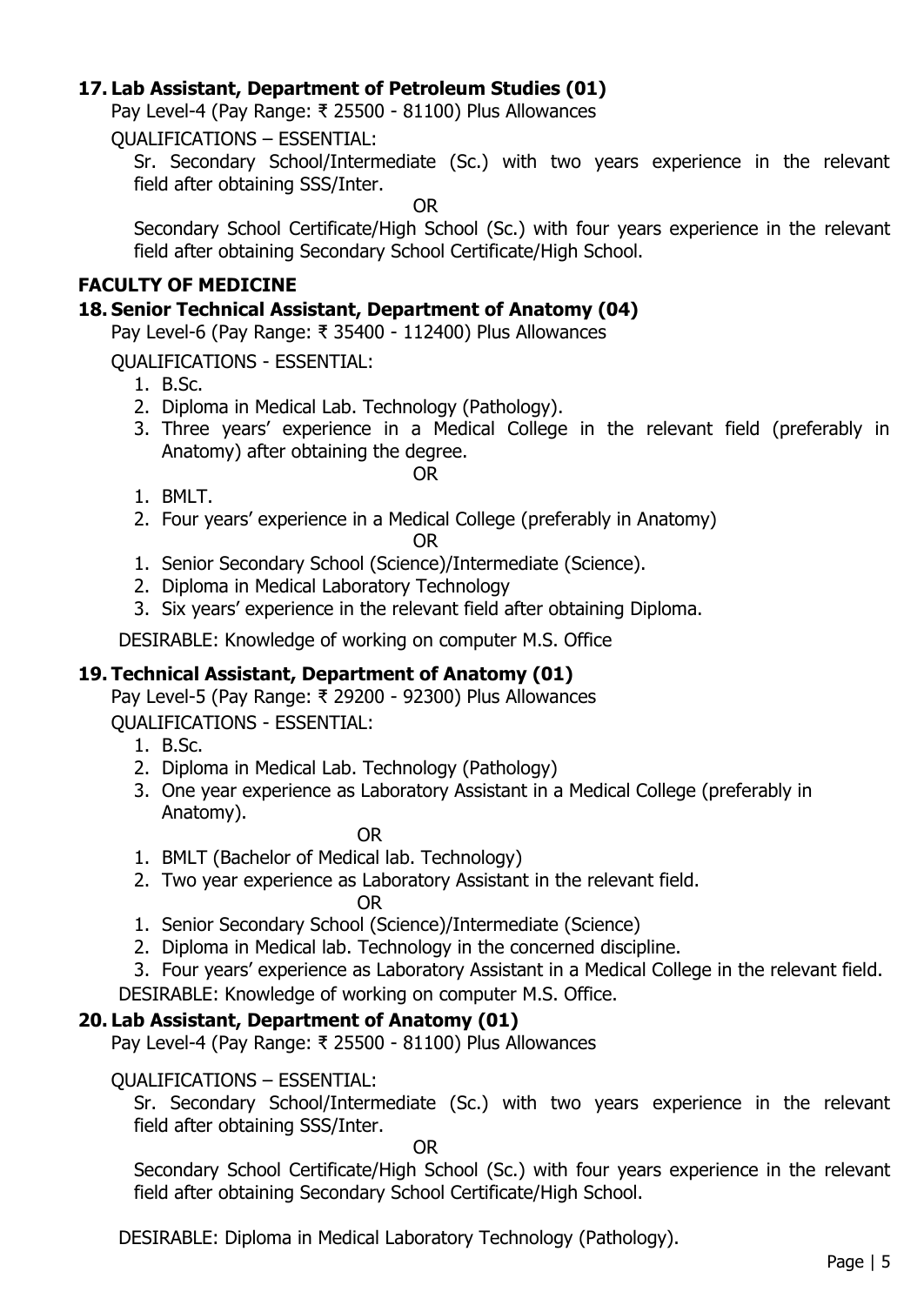### 17. Lab Assistant, Department of Petroleum Studies (01)

Pay Level-4 (Pay Range: ₹ 25500 - 81100) Plus Allowances

QUALIFICATIONS – ESSENTIAL:

Sr. Secondary School/Intermediate (Sc.) with two years experience in the relevant field after obtaining SSS/Inter.

OR

Secondary School Certificate/High School (Sc.) with four years experience in the relevant field after obtaining Secondary School Certificate/High School.

## FACULTY OF MEDICINE

### 18. Senior Technical Assistant, Department of Anatomy (04)

Pay Level-6 (Pay Range: ₹ 35400 - 112400) Plus Allowances

QUALIFICATIONS - ESSENTIAL:

1. B.Sc.
2. Diploma in Medical Lab. Technology (Pathology).
3. Three years' experience in a Medical College in the relevant field (preferably in Anatomy) after obtaining the degree.

OR

1. BMLT.
2. Four years' experience in a Medical College (preferably in Anatomy)

OR

1. Senior Secondary School (Science)/Intermediate (Science).
2. Diploma in Medical Laboratory Technology
3. Six years' experience in the relevant field after obtaining Diploma.

DESIRABLE: Knowledge of working on computer M.S. Office

### 19. Technical Assistant, Department of Anatomy (01)

Pay Level-5 (Pay Range: ₹ 29200 - 92300) Plus Allowances

QUALIFICATIONS - ESSENTIAL:

1. B.Sc.
2. Diploma in Medical Lab. Technology (Pathology)
3. One year experience as Laboratory Assistant in a Medical College (preferably in Anatomy).

OR

1. BMLT (Bachelor of Medical lab. Technology)
2. Two year experience as Laboratory Assistant in the relevant field.

OR

1. Senior Secondary School (Science)/Intermediate (Science)
2. Diploma in Medical lab. Technology in the concerned discipline.
3. Four years' experience as Laboratory Assistant in a Medical College in the relevant field.

DESIRABLE: Knowledge of working on computer M.S. Office.

### 20. Lab Assistant, Department of Anatomy (01)

Pay Level-4 (Pay Range: ₹ 25500 - 81100) Plus Allowances

QUALIFICATIONS – ESSENTIAL:

Sr. Secondary School/Intermediate (Sc.) with two years experience in the relevant field after obtaining SSS/Inter.

OR

Secondary School Certificate/High School (Sc.) with four years experience in the relevant field after obtaining Secondary School Certificate/High School.

DESIRABLE: Diploma in Medical Laboratory Technology (Pathology).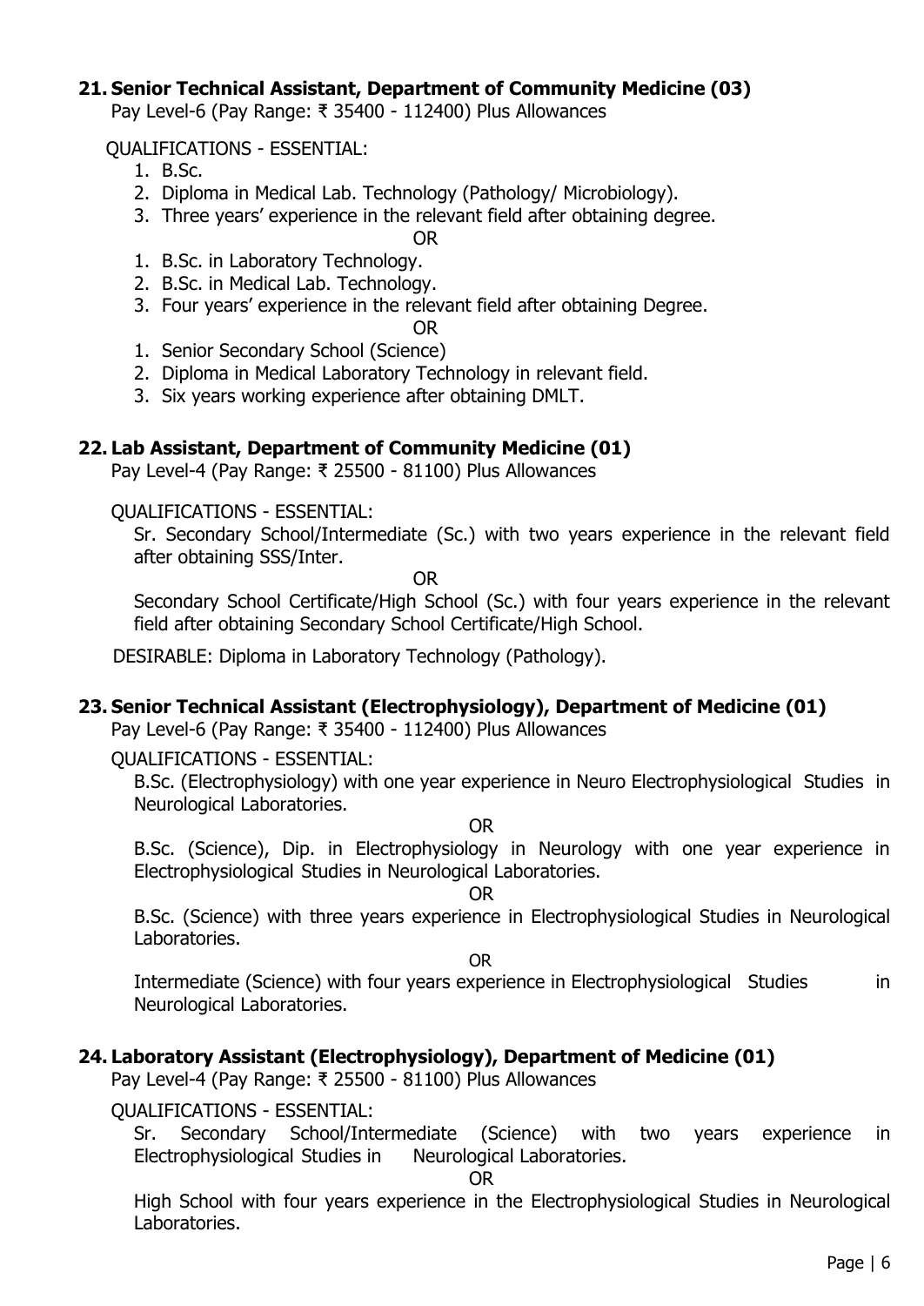**21. Senior Technical Assistant, Department of Community Medicine (03)**

Pay Level-6 (Pay Range: ₹ 35400 - 112400) Plus Allowances

QUALIFICATIONS - ESSENTIAL:

1. B.Sc.
2. Diploma in Medical Lab. Technology (Pathology/ Microbiology).
3. Three years' experience in the relevant field after obtaining degree.

OR

1. B.Sc. in Laboratory Technology.
2. B.Sc. in Medical Lab. Technology.
3. Four years' experience in the relevant field after obtaining Degree.

OR

1. Senior Secondary School (Science)
2. Diploma in Medical Laboratory Technology in relevant field.
3. Six years working experience after obtaining DMLT.

**22. Lab Assistant, Department of Community Medicine (01)**

Pay Level-4 (Pay Range: ₹ 25500 - 81100) Plus Allowances

QUALIFICATIONS - ESSENTIAL:

Sr. Secondary School/Intermediate (Sc.) with two years experience in the relevant field after obtaining SSS/Inter.

OR

Secondary School Certificate/High School (Sc.) with four years experience in the relevant field after obtaining Secondary School Certificate/High School.

DESIRABLE: Diploma in Laboratory Technology (Pathology).

**23. Senior Technical Assistant (Electrophysiology), Department of Medicine (01)**

Pay Level-6 (Pay Range: ₹ 35400 - 112400) Plus Allowances

QUALIFICATIONS - ESSENTIAL:

B.Sc. (Electrophysiology) with one year experience in Neuro Electrophysiological Studies in Neurological Laboratories.

OR

B.Sc. (Science), Dip. in Electrophysiology in Neurology with one year experience in Electrophysiological Studies in Neurological Laboratories.

OR

B.Sc. (Science) with three years experience in Electrophysiological Studies in Neurological Laboratories.

OR

Intermediate (Science) with four years experience in Electrophysiological Studies in Neurological Laboratories.

**24. Laboratory Assistant (Electrophysiology), Department of Medicine (01)**

Pay Level-4 (Pay Range: ₹ 25500 - 81100) Plus Allowances

QUALIFICATIONS - ESSENTIAL:

Sr. Secondary School/Intermediate (Science) with two years experience in Electrophysiological Studies in Neurological Laboratories.

OR

High School with four years experience in the Electrophysiological Studies in Neurological Laboratories.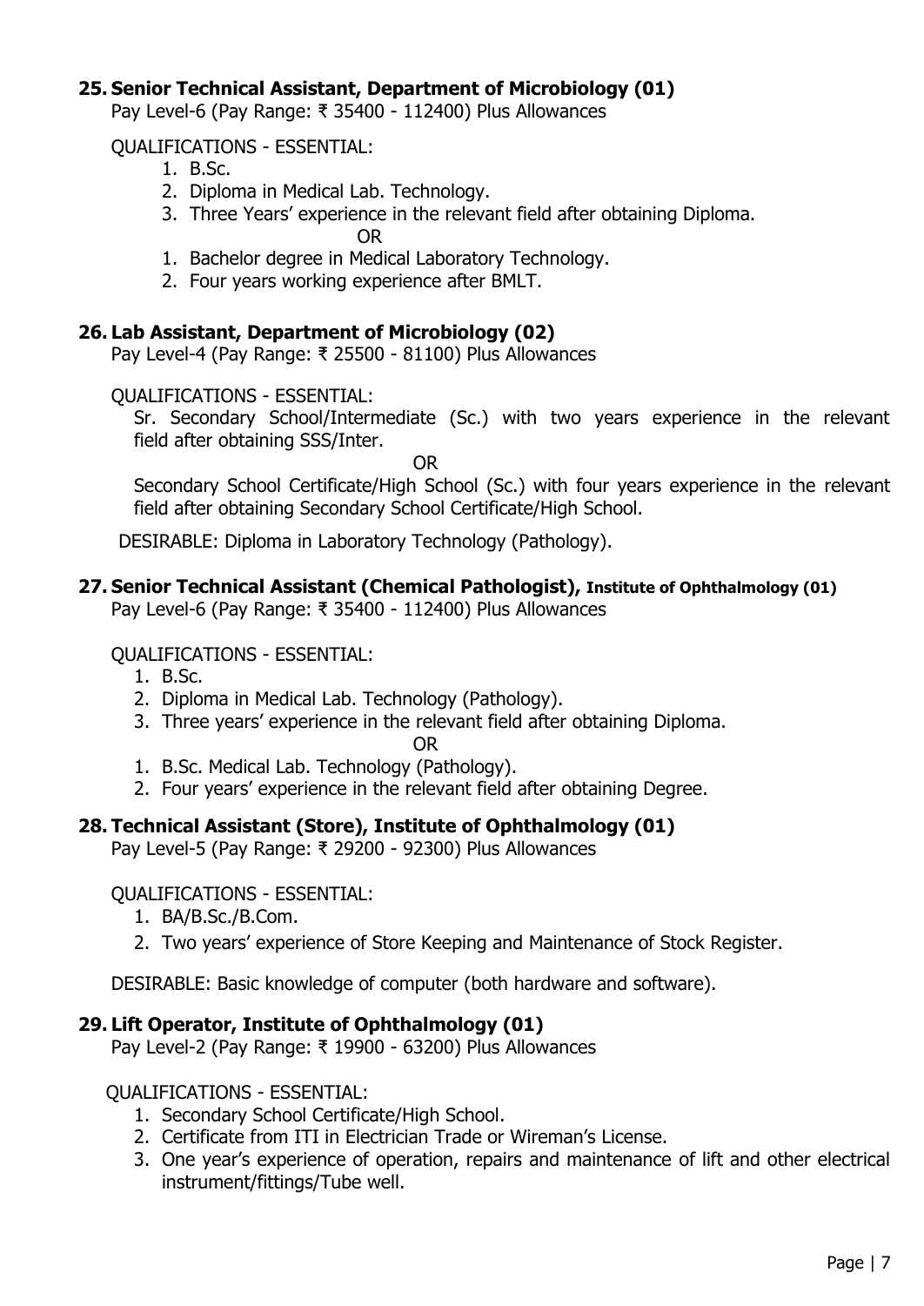**25. Senior Technical Assistant, Department of Microbiology (01)**

Pay Level-6 (Pay Range: ₹ 35400 - 112400) Plus Allowances

QUALIFICATIONS - ESSENTIAL:

1. B.Sc.
2. Diploma in Medical Lab. Technology.
3. Three Years' experience in the relevant field after obtaining Diploma.

OR

1. Bachelor degree in Medical Laboratory Technology.
2. Four years working experience after BMLT.

**26. Lab Assistant, Department of Microbiology (02)**

Pay Level-4 (Pay Range: ₹ 25500 - 81100) Plus Allowances

QUALIFICATIONS - ESSENTIAL:

Sr. Secondary School/Intermediate (Sc.) with two years experience in the relevant field after obtaining SSS/Inter.

OR

Secondary School Certificate/High School (Sc.) with four years experience in the relevant field after obtaining Secondary School Certificate/High School.

DESIRABLE: Diploma in Laboratory Technology (Pathology).

**27. Senior Technical Assistant (Chemical Pathologist), Institute of Ophthalmology (01)**

Pay Level-6 (Pay Range: ₹ 35400 - 112400) Plus Allowances

QUALIFICATIONS - ESSENTIAL:

1. B.Sc.
2. Diploma in Medical Lab. Technology (Pathology).
3. Three years' experience in the relevant field after obtaining Diploma.

OR

1. B.Sc. Medical Lab. Technology (Pathology).
2. Four years' experience in the relevant field after obtaining Degree.

**28. Technical Assistant (Store), Institute of Ophthalmology (01)**

Pay Level-5 (Pay Range: ₹ 29200 - 92300) Plus Allowances

QUALIFICATIONS - ESSENTIAL:

1. BA/B.Sc./B.Com.
2. Two years' experience of Store Keeping and Maintenance of Stock Register.

DESIRABLE: Basic knowledge of computer (both hardware and software).

**29. Lift Operator, Institute of Ophthalmology (01)**

Pay Level-2 (Pay Range: ₹ 19900 - 63200) Plus Allowances

QUALIFICATIONS - ESSENTIAL:

1. Secondary School Certificate/High School.
2. Certificate from ITI in Electrician Trade or Wireman's License.
3. One year's experience of operation, repairs and maintenance of lift and other electrical instrument/fittings/Tube well.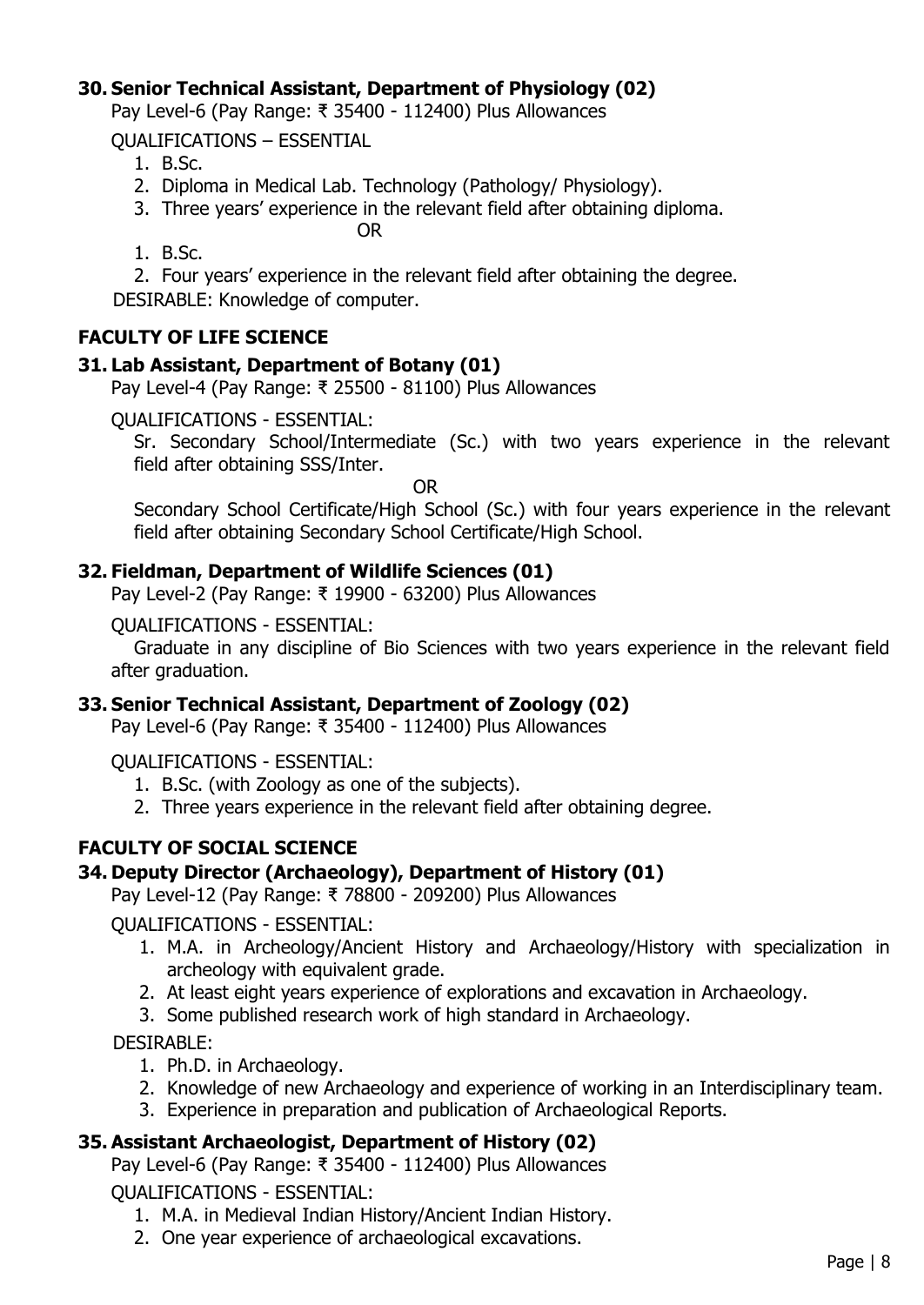### 30. Senior Technical Assistant, Department of Physiology (02)

Pay Level-6 (Pay Range: ₹ 35400 - 112400) Plus Allowances

QUALIFICATIONS – ESSENTIAL

1. B.Sc.
2. Diploma in Medical Lab. Technology (Pathology/ Physiology).
3. Three years' experience in the relevant field after obtaining diploma.

OR

1. B.Sc.
2. Four years' experience in the relevant field after obtaining the degree.

DESIRABLE: Knowledge of computer.

## FACULTY OF LIFE SCIENCE

### 31. Lab Assistant, Department of Botany (01)

Pay Level-4 (Pay Range: ₹ 25500 - 81100) Plus Allowances

QUALIFICATIONS - ESSENTIAL:

Sr. Secondary School/Intermediate (Sc.) with two years experience in the relevant field after obtaining SSS/Inter.

OR

Secondary School Certificate/High School (Sc.) with four years experience in the relevant field after obtaining Secondary School Certificate/High School.

### 32. Fieldman, Department of Wildlife Sciences (01)

Pay Level-2 (Pay Range: ₹ 19900 - 63200) Plus Allowances

QUALIFICATIONS - ESSENTIAL:

Graduate in any discipline of Bio Sciences with two years experience in the relevant field after graduation.

### 33. Senior Technical Assistant, Department of Zoology (02)

Pay Level-6 (Pay Range: ₹ 35400 - 112400) Plus Allowances

QUALIFICATIONS - ESSENTIAL:

1. B.Sc. (with Zoology as one of the subjects).
2. Three years experience in the relevant field after obtaining degree.

## FACULTY OF SOCIAL SCIENCE

### 34. Deputy Director (Archaeology), Department of History (01)

Pay Level-12 (Pay Range: ₹ 78800 - 209200) Plus Allowances

QUALIFICATIONS - ESSENTIAL:

1. M.A. in Archeology/Ancient History and Archaeology/History with specialization in archeology with equivalent grade.
2. At least eight years experience of explorations and excavation in Archaeology.
3. Some published research work of high standard in Archaeology.

DESIRABLE:

1. Ph.D. in Archaeology.
2. Knowledge of new Archaeology and experience of working in an Interdisciplinary team.
3. Experience in preparation and publication of Archaeological Reports.

### 35. Assistant Archaeologist, Department of History (02)

Pay Level-6 (Pay Range: ₹ 35400 - 112400) Plus Allowances

QUALIFICATIONS - ESSENTIAL:

1. M.A. in Medieval Indian History/Ancient Indian History.
2. One year experience of archaeological excavations.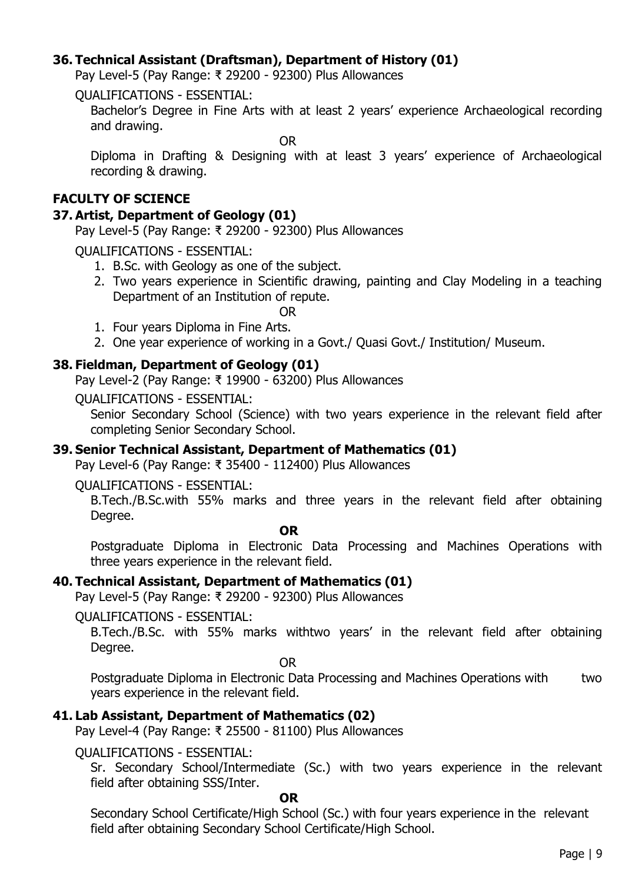### 36. Technical Assistant (Draftsman), Department of History (01)

Pay Level-5 (Pay Range: ₹ 29200 - 92300) Plus Allowances

QUALIFICATIONS - ESSENTIAL:

Bachelor's Degree in Fine Arts with at least 2 years' experience Archaeological recording and drawing.

OR

Diploma in Drafting & Designing with at least 3 years' experience of Archaeological recording & drawing.

## FACULTY OF SCIENCE

### 37. Artist, Department of Geology (01)

Pay Level-5 (Pay Range: ₹ 29200 - 92300) Plus Allowances

QUALIFICATIONS - ESSENTIAL:

1. B.Sc. with Geology as one of the subject.
2. Two years experience in Scientific drawing, painting and Clay Modeling in a teaching Department of an Institution of repute.

OR

1. Four years Diploma in Fine Arts.
2. One year experience of working in a Govt./ Quasi Govt./ Institution/ Museum.

### 38. Fieldman, Department of Geology (01)

Pay Level-2 (Pay Range: ₹ 19900 - 63200) Plus Allowances

QUALIFICATIONS - ESSENTIAL:

Senior Secondary School (Science) with two years experience in the relevant field after completing Senior Secondary School.

### 39. Senior Technical Assistant, Department of Mathematics (01)

Pay Level-6 (Pay Range: ₹ 35400 - 112400) Plus Allowances

QUALIFICATIONS - ESSENTIAL:

B.Tech./B.Sc.with 55% marks and three years in the relevant field after obtaining Degree.

**OR**

Postgraduate Diploma in Electronic Data Processing and Machines Operations with three years experience in the relevant field.

### 40. Technical Assistant, Department of Mathematics (01)

Pay Level-5 (Pay Range: ₹ 29200 - 92300) Plus Allowances

QUALIFICATIONS - ESSENTIAL:

B.Tech./B.Sc. with 55% marks withtwo years' in the relevant field after obtaining Degree.

OR

Postgraduate Diploma in Electronic Data Processing and Machines Operations with two years experience in the relevant field.

### 41. Lab Assistant, Department of Mathematics (02)

Pay Level-4 (Pay Range: ₹ 25500 - 81100) Plus Allowances

QUALIFICATIONS - ESSENTIAL:

Sr. Secondary School/Intermediate (Sc.) with two years experience in the relevant field after obtaining SSS/Inter.

**OR**

Secondary School Certificate/High School (Sc.) with four years experience in the relevant field after obtaining Secondary School Certificate/High School.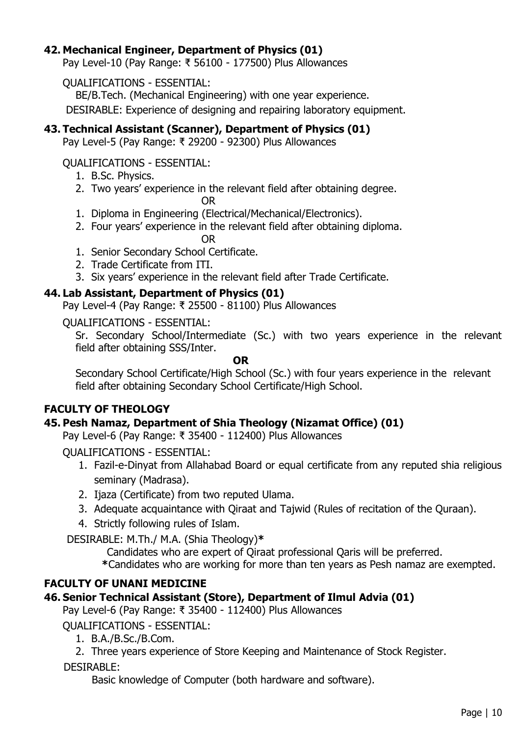### 42. Mechanical Engineer, Department of Physics (01)

Pay Level-10 (Pay Range: ₹ 56100 - 177500) Plus Allowances

QUALIFICATIONS - ESSENTIAL:

BE/B.Tech. (Mechanical Engineering) with one year experience.

DESIRABLE: Experience of designing and repairing laboratory equipment.

### 43. Technical Assistant (Scanner), Department of Physics (01)

Pay Level-5 (Pay Range: ₹ 29200 - 92300) Plus Allowances

QUALIFICATIONS - ESSENTIAL:

1. B.Sc. Physics.
2. Two years' experience in the relevant field after obtaining degree.

OR

1. Diploma in Engineering (Electrical/Mechanical/Electronics).
2. Four years' experience in the relevant field after obtaining diploma.

OR

1. Senior Secondary School Certificate.
2. Trade Certificate from ITI.
3. Six years' experience in the relevant field after Trade Certificate.

### 44. Lab Assistant, Department of Physics (01)

Pay Level-4 (Pay Range: ₹ 25500 - 81100) Plus Allowances

QUALIFICATIONS - ESSENTIAL:

Sr. Secondary School/Intermediate (Sc.) with two years experience in the relevant field after obtaining SSS/Inter.

**OR**

Secondary School Certificate/High School (Sc.) with four years experience in the relevant field after obtaining Secondary School Certificate/High School.

## FACULTY OF THEOLOGY

### 45. Pesh Namaz, Department of Shia Theology (Nizamat Office) (01)

Pay Level-6 (Pay Range: ₹ 35400 - 112400) Plus Allowances

QUALIFICATIONS - ESSENTIAL:

1. Fazil-e-Dinyat from Allahabad Board or equal certificate from any reputed shia religious seminary (Madrasa).
2. Ijaza (Certificate) from two reputed Ulama.
3. Adequate acquaintance with Qiraat and Tajwid (Rules of recitation of the Quraan).
4. Strictly following rules of Islam.

DESIRABLE: M.Th./ M.A. (Shia Theology)**\***

Candidates who are expert of Qiraat professional Qaris will be preferred.

**\***Candidates who are working for more than ten years as Pesh namaz are exempted.

## FACULTY OF UNANI MEDICINE

### 46. Senior Technical Assistant (Store), Department of Ilmul Advia (01)

Pay Level-6 (Pay Range: ₹ 35400 - 112400) Plus Allowances

QUALIFICATIONS - ESSENTIAL:

1. B.A./B.Sc./B.Com.
2. Three years experience of Store Keeping and Maintenance of Stock Register.

DESIRABLE:

Basic knowledge of Computer (both hardware and software).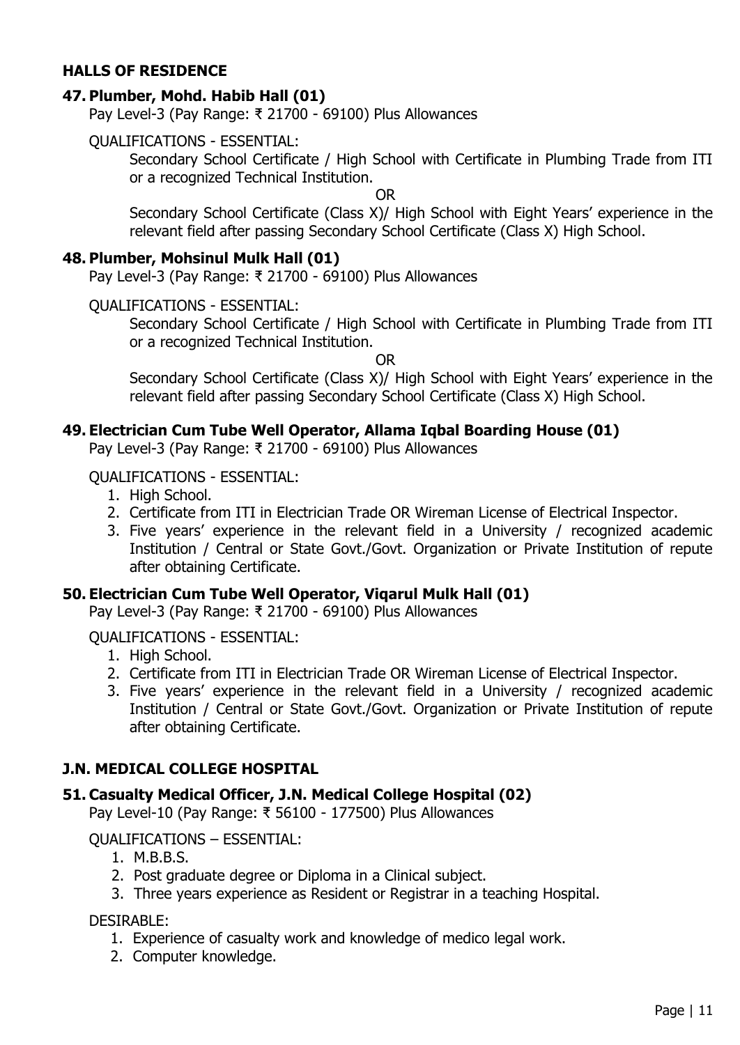## HALLS OF RESIDENCE

### 47. Plumber, Mohd. Habib Hall (01)

Pay Level-3 (Pay Range: ₹ 21700 - 69100) Plus Allowances

QUALIFICATIONS - ESSENTIAL:

Secondary School Certificate / High School with Certificate in Plumbing Trade from ITI or a recognized Technical Institution.

OR

Secondary School Certificate (Class X)/ High School with Eight Years' experience in the relevant field after passing Secondary School Certificate (Class X) High School.

### 48. Plumber, Mohsinul Mulk Hall (01)

Pay Level-3 (Pay Range: ₹ 21700 - 69100) Plus Allowances

QUALIFICATIONS - ESSENTIAL:

Secondary School Certificate / High School with Certificate in Plumbing Trade from ITI or a recognized Technical Institution.

OR

Secondary School Certificate (Class X)/ High School with Eight Years' experience in the relevant field after passing Secondary School Certificate (Class X) High School.

### 49. Electrician Cum Tube Well Operator, Allama Iqbal Boarding House (01)

Pay Level-3 (Pay Range: ₹ 21700 - 69100) Plus Allowances

QUALIFICATIONS - ESSENTIAL:

1. High School.
2. Certificate from ITI in Electrician Trade OR Wireman License of Electrical Inspector.
3. Five years' experience in the relevant field in a University / recognized academic Institution / Central or State Govt./Govt. Organization or Private Institution of repute after obtaining Certificate.

### 50. Electrician Cum Tube Well Operator, Viqarul Mulk Hall (01)

Pay Level-3 (Pay Range: ₹ 21700 - 69100) Plus Allowances

QUALIFICATIONS - ESSENTIAL:

1. High School.
2. Certificate from ITI in Electrician Trade OR Wireman License of Electrical Inspector.
3. Five years' experience in the relevant field in a University / recognized academic Institution / Central or State Govt./Govt. Organization or Private Institution of repute after obtaining Certificate.

## J.N. MEDICAL COLLEGE HOSPITAL

### 51. Casualty Medical Officer, J.N. Medical College Hospital (02)

Pay Level-10 (Pay Range: ₹ 56100 - 177500) Plus Allowances

QUALIFICATIONS – ESSENTIAL:

1. M.B.B.S.
2. Post graduate degree or Diploma in a Clinical subject.
3. Three years experience as Resident or Registrar in a teaching Hospital.

DESIRABLE:

1. Experience of casualty work and knowledge of medico legal work.
2. Computer knowledge.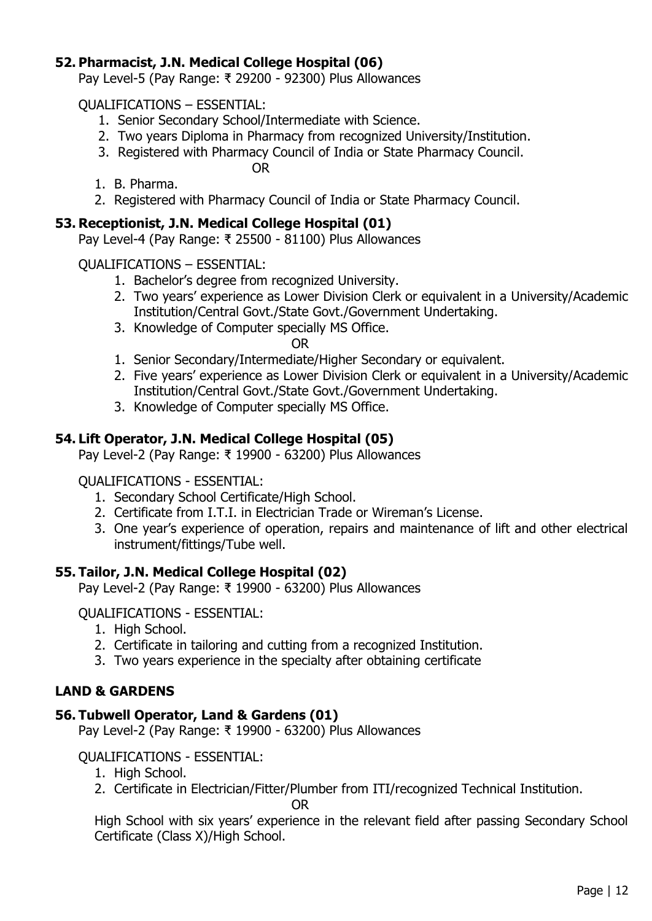### 52. Pharmacist, J.N. Medical College Hospital (06)

Pay Level-5 (Pay Range: ₹ 29200 - 92300) Plus Allowances

QUALIFICATIONS – ESSENTIAL:

1. Senior Secondary School/Intermediate with Science.
2. Two years Diploma in Pharmacy from recognized University/Institution.
3. Registered with Pharmacy Council of India or State Pharmacy Council.

OR

1. B. Pharma.
2. Registered with Pharmacy Council of India or State Pharmacy Council.

### 53. Receptionist, J.N. Medical College Hospital (01)

Pay Level-4 (Pay Range: ₹ 25500 - 81100) Plus Allowances

QUALIFICATIONS – ESSENTIAL:

1. Bachelor's degree from recognized University.
2. Two years' experience as Lower Division Clerk or equivalent in a University/Academic Institution/Central Govt./State Govt./Government Undertaking.
3. Knowledge of Computer specially MS Office.

OR

1. Senior Secondary/Intermediate/Higher Secondary or equivalent.
2. Five years' experience as Lower Division Clerk or equivalent in a University/Academic Institution/Central Govt./State Govt./Government Undertaking.
3. Knowledge of Computer specially MS Office.

### 54. Lift Operator, J.N. Medical College Hospital (05)

Pay Level-2 (Pay Range: ₹ 19900 - 63200) Plus Allowances

QUALIFICATIONS - ESSENTIAL:

1. Secondary School Certificate/High School.
2. Certificate from I.T.I. in Electrician Trade or Wireman's License.
3. One year's experience of operation, repairs and maintenance of lift and other electrical instrument/fittings/Tube well.

### 55. Tailor, J.N. Medical College Hospital (02)

Pay Level-2 (Pay Range: ₹ 19900 - 63200) Plus Allowances

QUALIFICATIONS - ESSENTIAL:

1. High School.
2. Certificate in tailoring and cutting from a recognized Institution.
3. Two years experience in the specialty after obtaining certificate

## LAND & GARDENS

### 56. Tubwell Operator, Land & Gardens (01)

Pay Level-2 (Pay Range: ₹ 19900 - 63200) Plus Allowances

QUALIFICATIONS - ESSENTIAL:

1. High School.
2. Certificate in Electrician/Fitter/Plumber from ITI/recognized Technical Institution.

OR

High School with six years' experience in the relevant field after passing Secondary School Certificate (Class X)/High School.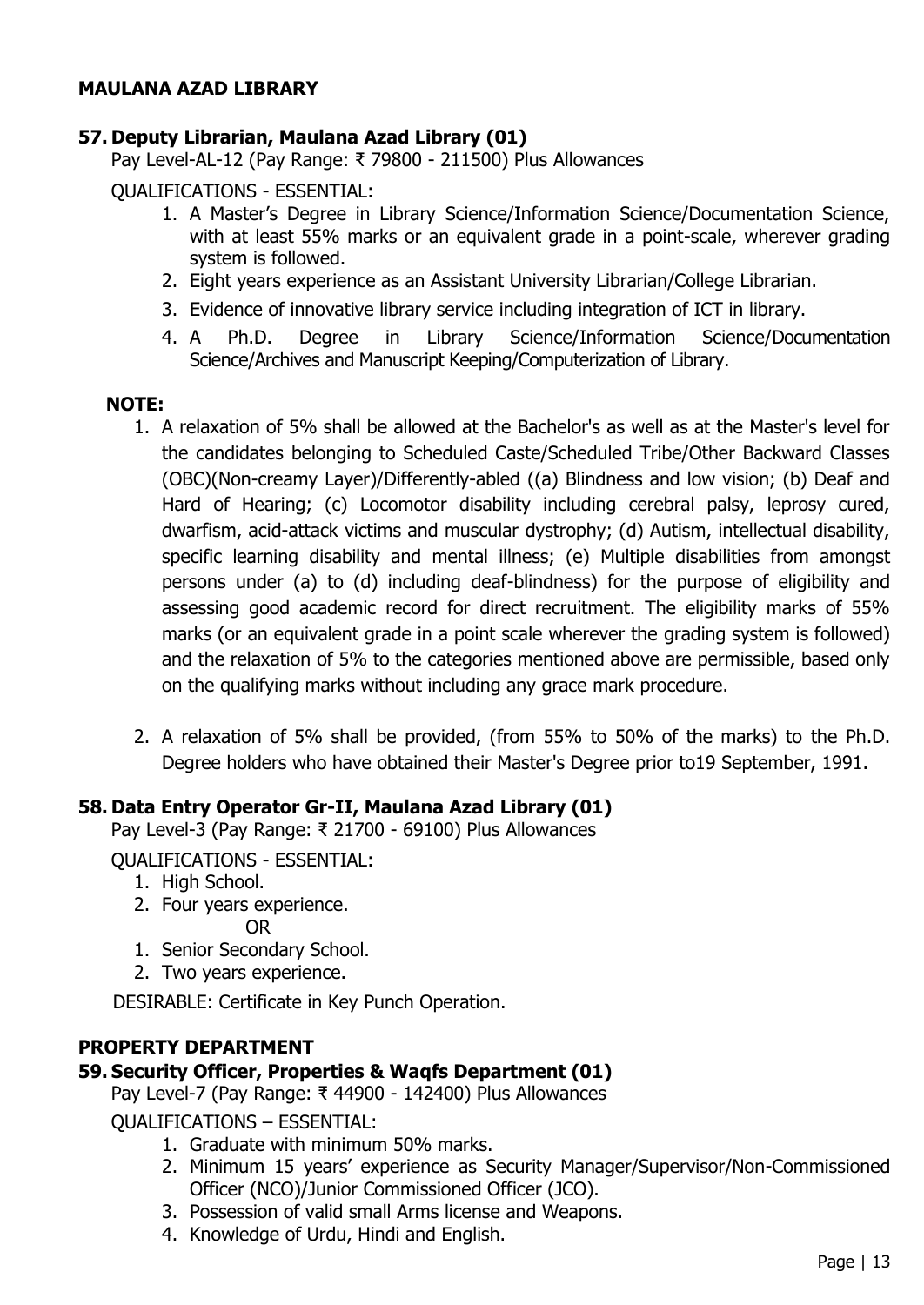## MAULANA AZAD LIBRARY

### 57. Deputy Librarian, Maulana Azad Library (01)

Pay Level-AL-12 (Pay Range: ₹ 79800 - 211500) Plus Allowances

QUALIFICATIONS - ESSENTIAL:

1. A Master's Degree in Library Science/Information Science/Documentation Science, with at least 55% marks or an equivalent grade in a point-scale, wherever grading system is followed.
2. Eight years experience as an Assistant University Librarian/College Librarian.
3. Evidence of innovative library service including integration of ICT in library.
4. A Ph.D. Degree in Library Science/Information Science/Documentation Science/Archives and Manuscript Keeping/Computerization of Library.

**NOTE:**

1. A relaxation of 5% shall be allowed at the Bachelor's as well as at the Master's level for the candidates belonging to Scheduled Caste/Scheduled Tribe/Other Backward Classes (OBC)(Non-creamy Layer)/Differently-abled ((a) Blindness and low vision; (b) Deaf and Hard of Hearing; (c) Locomotor disability including cerebral palsy, leprosy cured, dwarfism, acid-attack victims and muscular dystrophy; (d) Autism, intellectual disability, specific learning disability and mental illness; (e) Multiple disabilities from amongst persons under (a) to (d) including deaf-blindness) for the purpose of eligibility and assessing good academic record for direct recruitment. The eligibility marks of 55% marks (or an equivalent grade in a point scale wherever the grading system is followed) and the relaxation of 5% to the categories mentioned above are permissible, based only on the qualifying marks without including any grace mark procedure.

2. A relaxation of 5% shall be provided, (from 55% to 50% of the marks) to the Ph.D. Degree holders who have obtained their Master's Degree prior to19 September, 1991.

### 58. Data Entry Operator Gr-II, Maulana Azad Library (01)

Pay Level-3 (Pay Range: ₹ 21700 - 69100) Plus Allowances

QUALIFICATIONS - ESSENTIAL:

1. High School.
2. Four years experience.

OR

1. Senior Secondary School.
2. Two years experience.

DESIRABLE: Certificate in Key Punch Operation.

## PROPERTY DEPARTMENT

### 59. Security Officer, Properties & Waqfs Department (01)

Pay Level-7 (Pay Range: ₹ 44900 - 142400) Plus Allowances

QUALIFICATIONS – ESSENTIAL:

1. Graduate with minimum 50% marks.
2. Minimum 15 years' experience as Security Manager/Supervisor/Non-Commissioned Officer (NCO)/Junior Commissioned Officer (JCO).
3. Possession of valid small Arms license and Weapons.
4. Knowledge of Urdu, Hindi and English.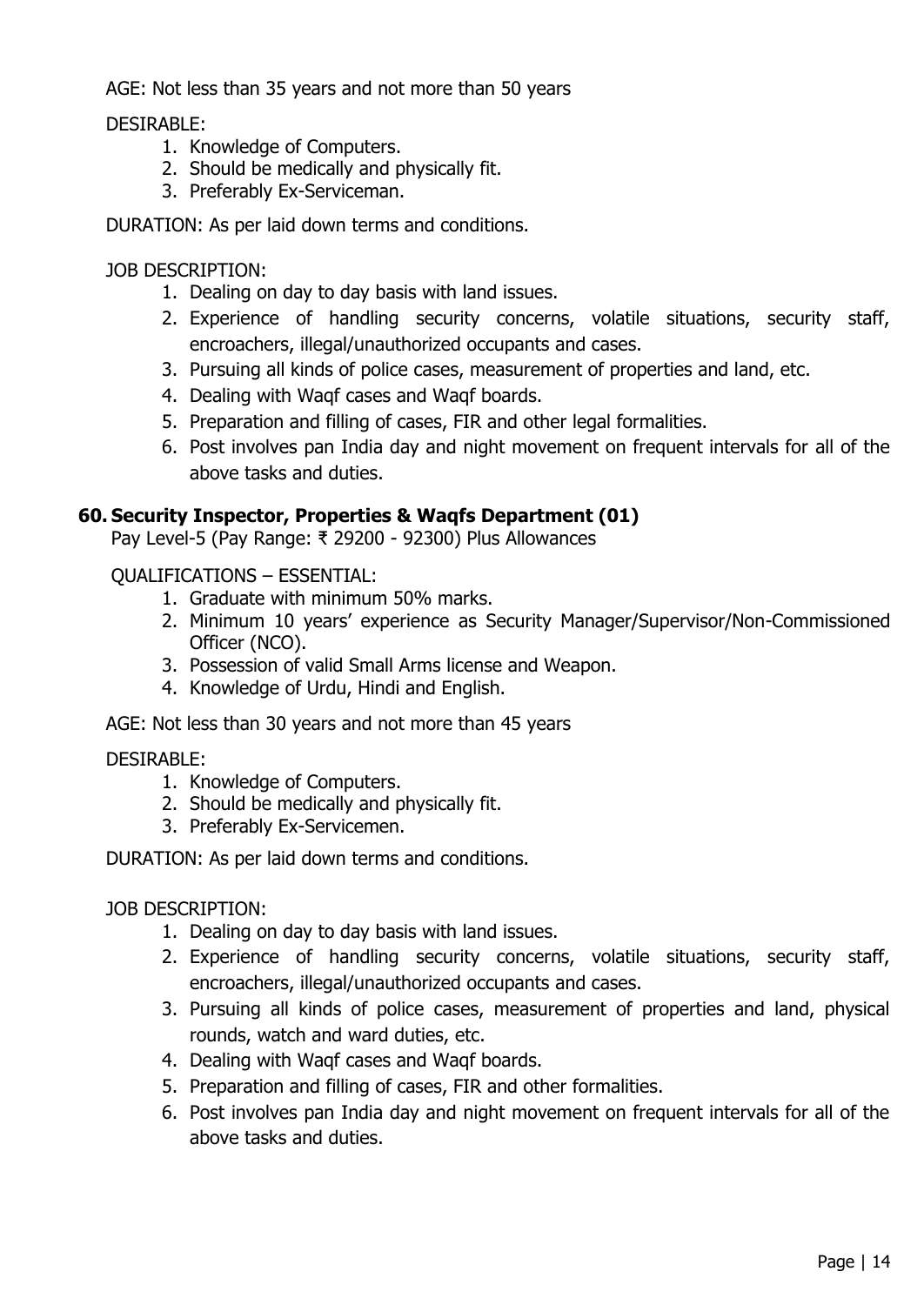AGE: Not less than 35 years and not more than 50 years

DESIRABLE:

1. Knowledge of Computers.
2. Should be medically and physically fit.
3. Preferably Ex-Serviceman.

DURATION: As per laid down terms and conditions.

JOB DESCRIPTION:

1. Dealing on day to day basis with land issues.
2. Experience of handling security concerns, volatile situations, security staff, encroachers, illegal/unauthorized occupants and cases.
3. Pursuing all kinds of police cases, measurement of properties and land, etc.
4. Dealing with Waqf cases and Waqf boards.
5. Preparation and filling of cases, FIR and other legal formalities.
6. Post involves pan India day and night movement on frequent intervals for all of the above tasks and duties.

### 60. Security Inspector, Properties & Waqfs Department (01)

Pay Level-5 (Pay Range: ₹ 29200 - 92300) Plus Allowances

QUALIFICATIONS – ESSENTIAL:

1. Graduate with minimum 50% marks.
2. Minimum 10 years' experience as Security Manager/Supervisor/Non-Commissioned Officer (NCO).
3. Possession of valid Small Arms license and Weapon.
4. Knowledge of Urdu, Hindi and English.

AGE: Not less than 30 years and not more than 45 years

DESIRABLE:

1. Knowledge of Computers.
2. Should be medically and physically fit.
3. Preferably Ex-Servicemen.

DURATION: As per laid down terms and conditions.

JOB DESCRIPTION:

1. Dealing on day to day basis with land issues.
2. Experience of handling security concerns, volatile situations, security staff, encroachers, illegal/unauthorized occupants and cases.
3. Pursuing all kinds of police cases, measurement of properties and land, physical rounds, watch and ward duties, etc.
4. Dealing with Waqf cases and Waqf boards.
5. Preparation and filling of cases, FIR and other formalities.
6. Post involves pan India day and night movement on frequent intervals for all of the above tasks and duties.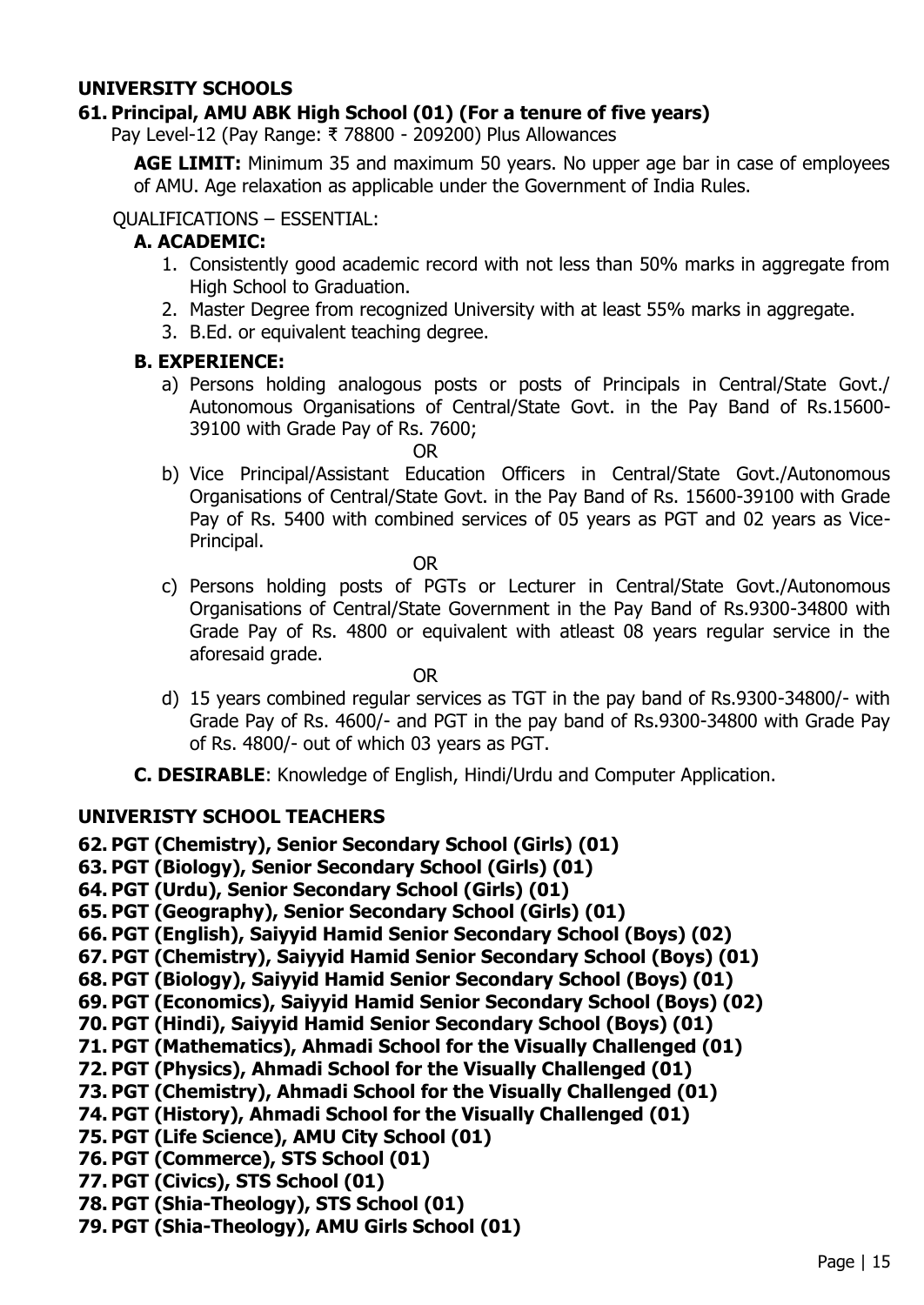## UNIVERSITY SCHOOLS

### 61. Principal, AMU ABK High School (01) (For a tenure of five years)

Pay Level-12 (Pay Range: ₹ 78800 - 209200) Plus Allowances

**AGE LIMIT:** Minimum 35 and maximum 50 years. No upper age bar in case of employees of AMU. Age relaxation as applicable under the Government of India Rules.

QUALIFICATIONS – ESSENTIAL:

**A. ACADEMIC:**

1. Consistently good academic record with not less than 50% marks in aggregate from High School to Graduation.
2. Master Degree from recognized University with at least 55% marks in aggregate.
3. B.Ed. or equivalent teaching degree.

**B. EXPERIENCE:**

a) Persons holding analogous posts or posts of Principals in Central/State Govt./ Autonomous Organisations of Central/State Govt. in the Pay Band of Rs.15600-39100 with Grade Pay of Rs. 7600;

OR

b) Vice Principal/Assistant Education Officers in Central/State Govt./Autonomous Organisations of Central/State Govt. in the Pay Band of Rs. 15600-39100 with Grade Pay of Rs. 5400 with combined services of 05 years as PGT and 02 years as Vice-Principal.

OR

c) Persons holding posts of PGTs or Lecturer in Central/State Govt./Autonomous Organisations of Central/State Government in the Pay Band of Rs.9300-34800 with Grade Pay of Rs. 4800 or equivalent with atleast 08 years regular service in the aforesaid grade.

OR

d) 15 years combined regular services as TGT in the pay band of Rs.9300-34800/- with Grade Pay of Rs. 4600/- and PGT in the pay band of Rs.9300-34800 with Grade Pay of Rs. 4800/- out of which 03 years as PGT.

**C. DESIRABLE**: Knowledge of English, Hindi/Urdu and Computer Application.

## UNIVERISTY SCHOOL TEACHERS

**62. PGT (Chemistry), Senior Secondary School (Girls) (01)**
**63. PGT (Biology), Senior Secondary School (Girls) (01)**
**64. PGT (Urdu), Senior Secondary School (Girls) (01)**
**65. PGT (Geography), Senior Secondary School (Girls) (01)**
**66. PGT (English), Saiyyid Hamid Senior Secondary School (Boys) (02)**
**67. PGT (Chemistry), Saiyyid Hamid Senior Secondary School (Boys) (01)**
**68. PGT (Biology), Saiyyid Hamid Senior Secondary School (Boys) (01)**
**69. PGT (Economics), Saiyyid Hamid Senior Secondary School (Boys) (02)**
**70. PGT (Hindi), Saiyyid Hamid Senior Secondary School (Boys) (01)**
**71. PGT (Mathematics), Ahmadi School for the Visually Challenged (01)**
**72. PGT (Physics), Ahmadi School for the Visually Challenged (01)**
**73. PGT (Chemistry), Ahmadi School for the Visually Challenged (01)**
**74. PGT (History), Ahmadi School for the Visually Challenged (01)**
**75. PGT (Life Science), AMU City School (01)**
**76. PGT (Commerce), STS School (01)**
**77. PGT (Civics), STS School (01)**
**78. PGT (Shia-Theology), STS School (01)**
**79. PGT (Shia-Theology), AMU Girls School (01)**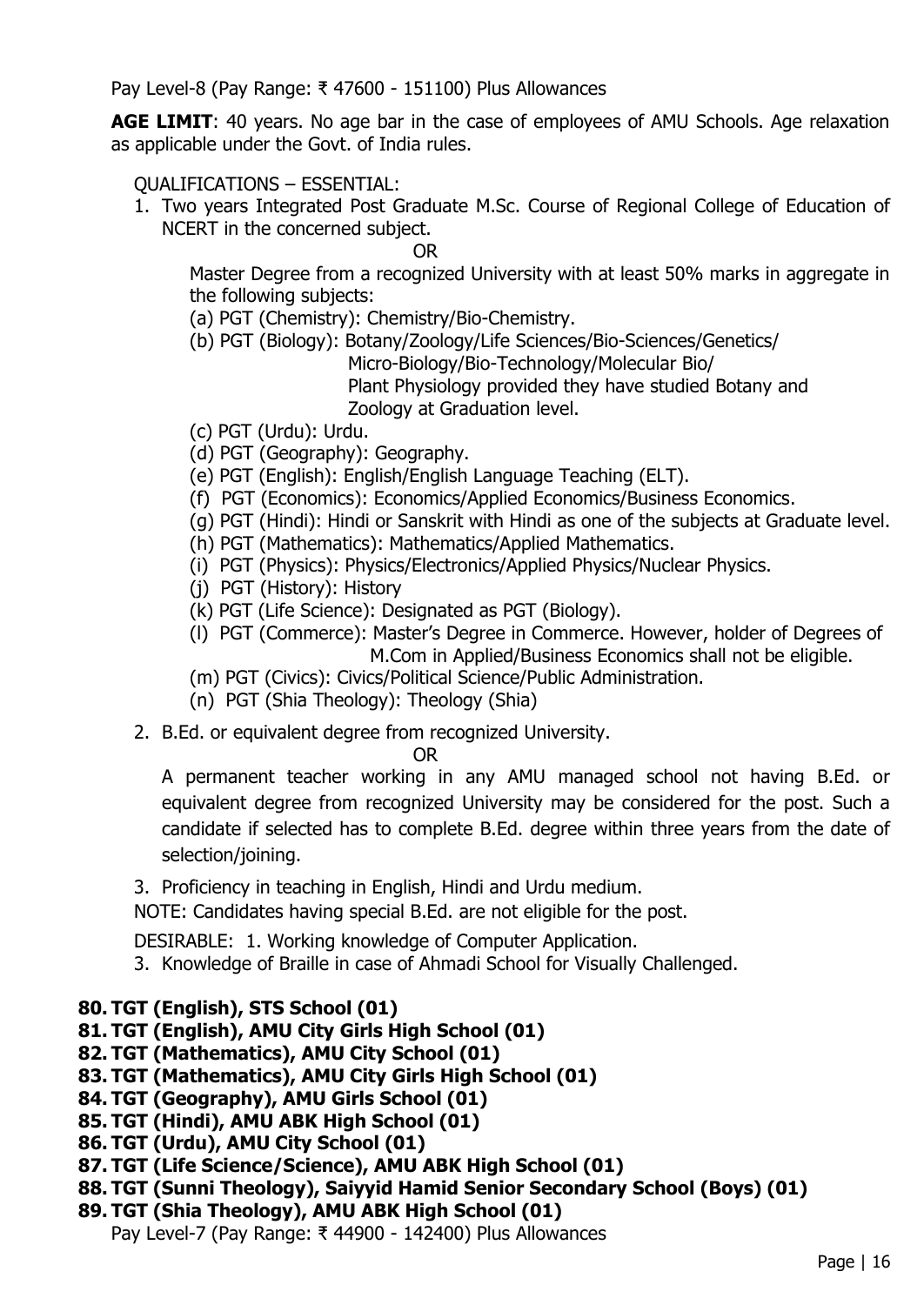Pay Level-8 (Pay Range: ₹ 47600 - 151100) Plus Allowances

**AGE LIMIT**: 40 years. No age bar in the case of employees of AMU Schools. Age relaxation as applicable under the Govt. of India rules.

QUALIFICATIONS – ESSENTIAL:

1. Two years Integrated Post Graduate M.Sc. Course of Regional College of Education of NCERT in the concerned subject.

   OR

   Master Degree from a recognized University with at least 50% marks in aggregate in the following subjects:

   (a) PGT (Chemistry): Chemistry/Bio-Chemistry.
   (b) PGT (Biology): Botany/Zoology/Life Sciences/Bio-Sciences/Genetics/ Micro-Biology/Bio-Technology/Molecular Bio/ Plant Physiology provided they have studied Botany and Zoology at Graduation level.
   (c) PGT (Urdu): Urdu.
   (d) PGT (Geography): Geography.
   (e) PGT (English): English/English Language Teaching (ELT).
   (f) PGT (Economics): Economics/Applied Economics/Business Economics.
   (g) PGT (Hindi): Hindi or Sanskrit with Hindi as one of the subjects at Graduate level.
   (h) PGT (Mathematics): Mathematics/Applied Mathematics.
   (i) PGT (Physics): Physics/Electronics/Applied Physics/Nuclear Physics.
   (j) PGT (History): History
   (k) PGT (Life Science): Designated as PGT (Biology).
   (l) PGT (Commerce): Master's Degree in Commerce. However, holder of Degrees of M.Com in Applied/Business Economics shall not be eligible.
   (m) PGT (Civics): Civics/Political Science/Public Administration.
   (n) PGT (Shia Theology): Theology (Shia)

2. B.Ed. or equivalent degree from recognized University.

   OR

   A permanent teacher working in any AMU managed school not having B.Ed. or equivalent degree from recognized University may be considered for the post. Such a candidate if selected has to complete B.Ed. degree within three years from the date of selection/joining.

3. Proficiency in teaching in English, Hindi and Urdu medium.

NOTE: Candidates having special B.Ed. are not eligible for the post.

DESIRABLE: 1. Working knowledge of Computer Application.

3. Knowledge of Braille in case of Ahmadi School for Visually Challenged.

**80. TGT (English), STS School (01)**
**81. TGT (English), AMU City Girls High School (01)**
**82. TGT (Mathematics), AMU City School (01)**
**83. TGT (Mathematics), AMU City Girls High School (01)**
**84. TGT (Geography), AMU Girls School (01)**
**85. TGT (Hindi), AMU ABK High School (01)**
**86. TGT (Urdu), AMU City School (01)**
**87. TGT (Life Science/Science), AMU ABK High School (01)**
**88. TGT (Sunni Theology), Saiyyid Hamid Senior Secondary School (Boys) (01)**
**89. TGT (Shia Theology), AMU ABK High School (01)**

Pay Level-7 (Pay Range: ₹ 44900 - 142400) Plus Allowances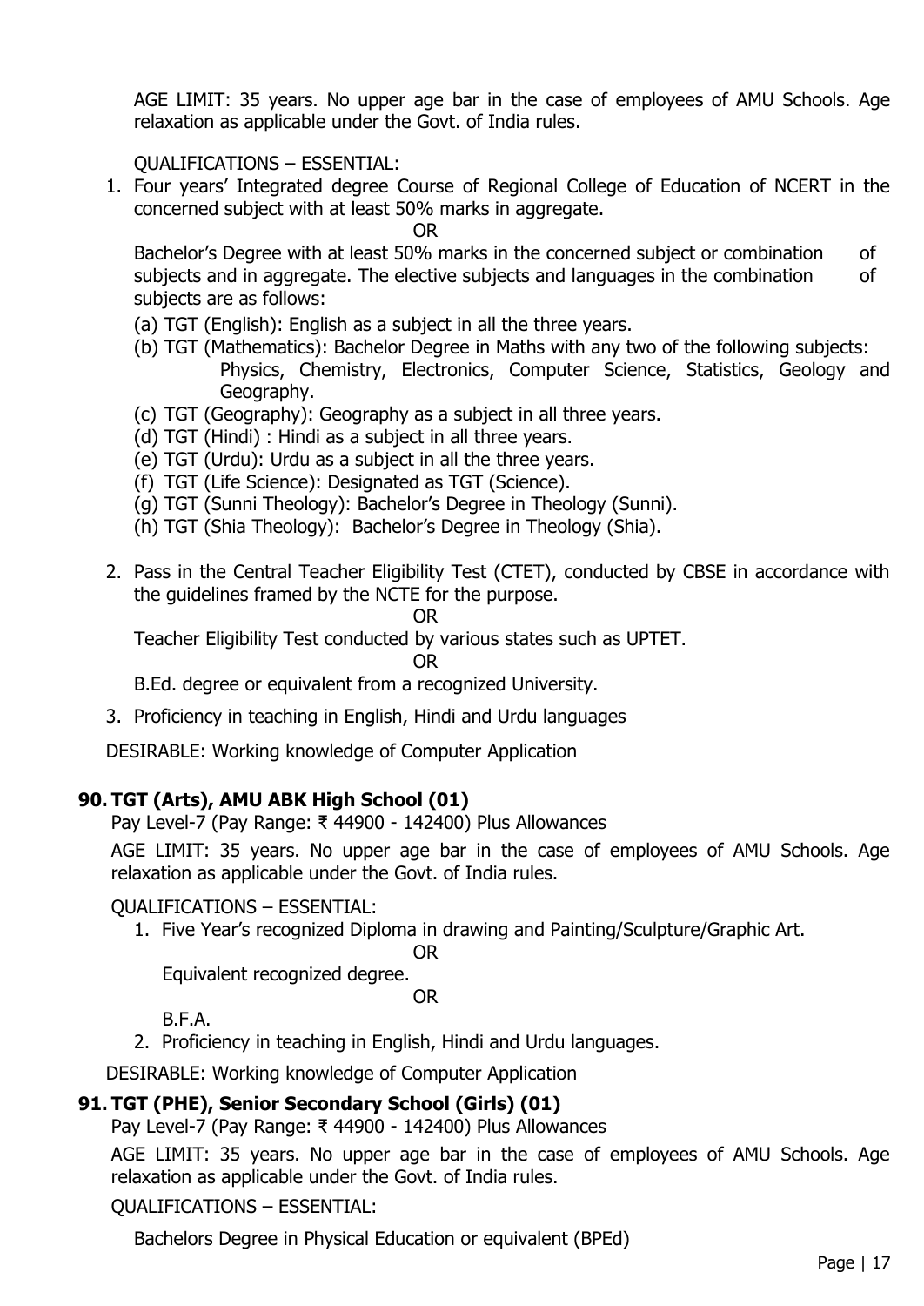AGE LIMIT: 35 years. No upper age bar in the case of employees of AMU Schools. Age relaxation as applicable under the Govt. of India rules.

QUALIFICATIONS – ESSENTIAL:

1. Four years' Integrated degree Course of Regional College of Education of NCERT in the concerned subject with at least 50% marks in aggregate.

   OR

   Bachelor's Degree with at least 50% marks in the concerned subject or combination of subjects and in aggregate. The elective subjects and languages in the combination of subjects are as follows:

   (a) TGT (English): English as a subject in all the three years.
   (b) TGT (Mathematics): Bachelor Degree in Maths with any two of the following subjects: Physics, Chemistry, Electronics, Computer Science, Statistics, Geology and Geography.
   (c) TGT (Geography): Geography as a subject in all three years.
   (d) TGT (Hindi) : Hindi as a subject in all three years.
   (e) TGT (Urdu): Urdu as a subject in all the three years.
   (f) TGT (Life Science): Designated as TGT (Science).
   (g) TGT (Sunni Theology): Bachelor's Degree in Theology (Sunni).
   (h) TGT (Shia Theology): Bachelor's Degree in Theology (Shia).

2. Pass in the Central Teacher Eligibility Test (CTET), conducted by CBSE in accordance with the guidelines framed by the NCTE for the purpose.

   OR

   Teacher Eligibility Test conducted by various states such as UPTET.

   OR

   B.Ed. degree or equivalent from a recognized University.

3. Proficiency in teaching in English, Hindi and Urdu languages

DESIRABLE: Working knowledge of Computer Application

### 90. TGT (Arts), AMU ABK High School (01)

Pay Level-7 (Pay Range: ₹ 44900 - 142400) Plus Allowances

AGE LIMIT: 35 years. No upper age bar in the case of employees of AMU Schools. Age relaxation as applicable under the Govt. of India rules.

QUALIFICATIONS – ESSENTIAL:

1. Five Year's recognized Diploma in drawing and Painting/Sculpture/Graphic Art.

   OR

   Equivalent recognized degree.

   OR

   B.F.A.

2. Proficiency in teaching in English, Hindi and Urdu languages.

DESIRABLE: Working knowledge of Computer Application

### 91. TGT (PHE), Senior Secondary School (Girls) (01)

Pay Level-7 (Pay Range: ₹ 44900 - 142400) Plus Allowances

AGE LIMIT: 35 years. No upper age bar in the case of employees of AMU Schools. Age relaxation as applicable under the Govt. of India rules.

QUALIFICATIONS – ESSENTIAL:

Bachelors Degree in Physical Education or equivalent (BPEd)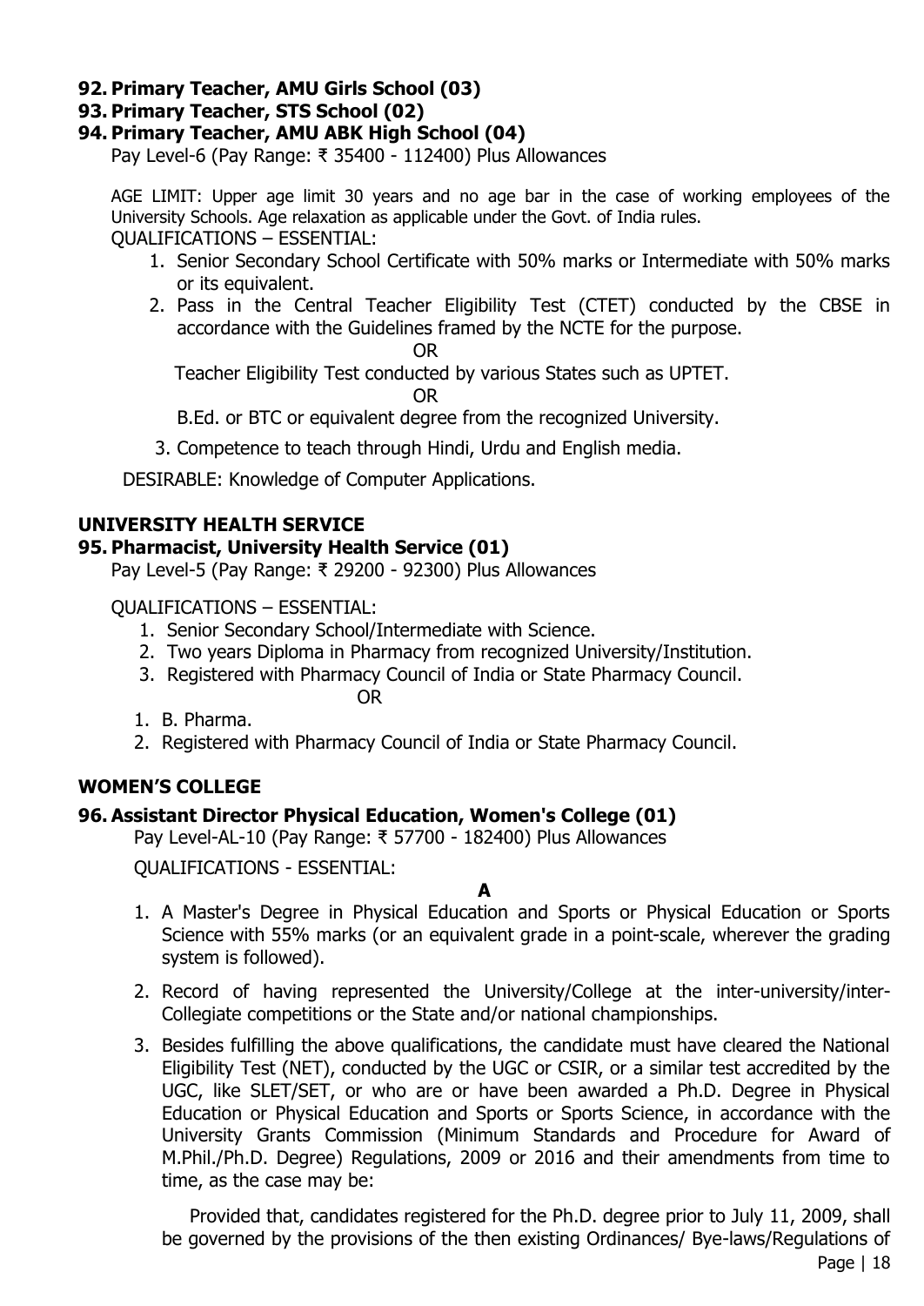**92. Primary Teacher, AMU Girls School (03)**

**93. Primary Teacher, STS School (02)**

**94. Primary Teacher, AMU ABK High School (04)**

Pay Level-6 (Pay Range: ₹ 35400 - 112400) Plus Allowances

AGE LIMIT: Upper age limit 30 years and no age bar in the case of working employees of the University Schools. Age relaxation as applicable under the Govt. of India rules.

QUALIFICATIONS – ESSENTIAL:

1. Senior Secondary School Certificate with 50% marks or Intermediate with 50% marks or its equivalent.
2. Pass in the Central Teacher Eligibility Test (CTET) conducted by the CBSE in accordance with the Guidelines framed by the NCTE for the purpose.

   OR

   Teacher Eligibility Test conducted by various States such as UPTET.

   OR

   B.Ed. or BTC or equivalent degree from the recognized University.
3. Competence to teach through Hindi, Urdu and English media.

DESIRABLE: Knowledge of Computer Applications.

## UNIVERSITY HEALTH SERVICE

**95. Pharmacist, University Health Service (01)**

Pay Level-5 (Pay Range: ₹ 29200 - 92300) Plus Allowances

QUALIFICATIONS – ESSENTIAL:

1. Senior Secondary School/Intermediate with Science.
2. Two years Diploma in Pharmacy from recognized University/Institution.
3. Registered with Pharmacy Council of India or State Pharmacy Council.

OR

1. B. Pharma.
2. Registered with Pharmacy Council of India or State Pharmacy Council.

## WOMEN'S COLLEGE

**96. Assistant Director Physical Education, Women's College (01)**

Pay Level-AL-10 (Pay Range: ₹ 57700 - 182400) Plus Allowances

QUALIFICATIONS - ESSENTIAL:

**A**

1. A Master's Degree in Physical Education and Sports or Physical Education or Sports Science with 55% marks (or an equivalent grade in a point-scale, wherever the grading system is followed).
2. Record of having represented the University/College at the inter-university/inter-Collegiate competitions or the State and/or national championships.
3. Besides fulfilling the above qualifications, the candidate must have cleared the National Eligibility Test (NET), conducted by the UGC or CSIR, or a similar test accredited by the UGC, like SLET/SET, or who are or have been awarded a Ph.D. Degree in Physical Education or Physical Education and Sports or Sports Science, in accordance with the University Grants Commission (Minimum Standards and Procedure for Award of M.Phil./Ph.D. Degree) Regulations, 2009 or 2016 and their amendments from time to time, as the case may be:

   Provided that, candidates registered for the Ph.D. degree prior to July 11, 2009, shall be governed by the provisions of the then existing Ordinances/ Bye-laws/Regulations of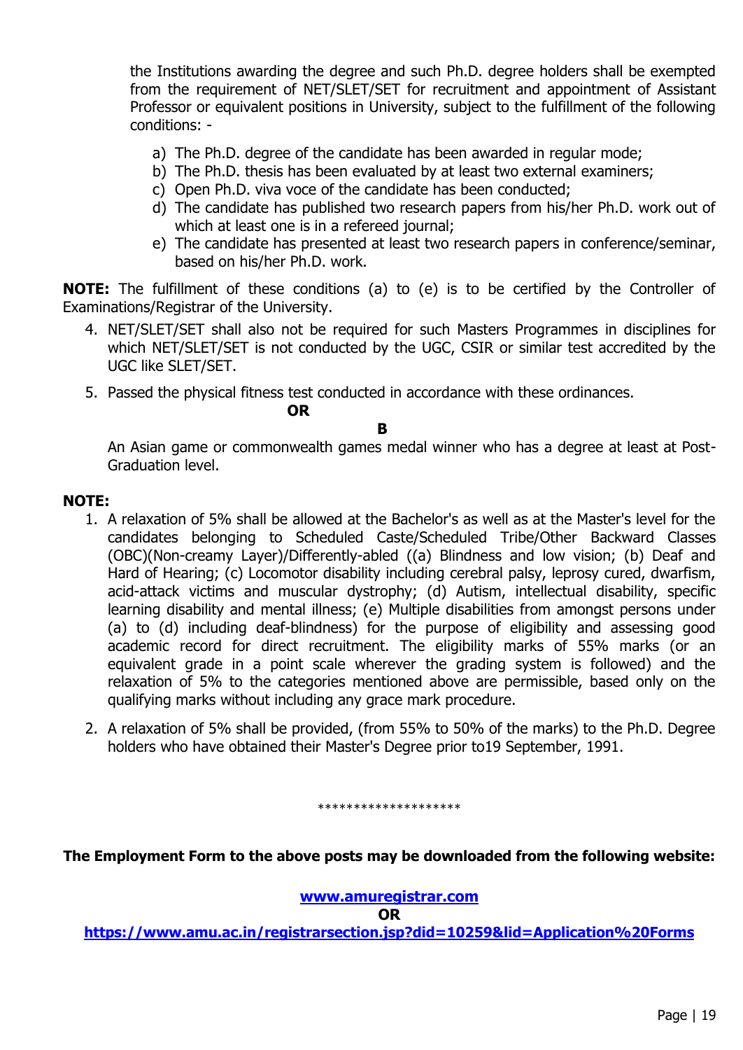the Institutions awarding the degree and such Ph.D. degree holders shall be exempted from the requirement of NET/SLET/SET for recruitment and appointment of Assistant Professor or equivalent positions in University, subject to the fulfillment of the following conditions: -

a) The Ph.D. degree of the candidate has been awarded in regular mode;
b) The Ph.D. thesis has been evaluated by at least two external examiners;
c) Open Ph.D. viva voce of the candidate has been conducted;
d) The candidate has published two research papers from his/her Ph.D. work out of which at least one is in a refereed journal;
e) The candidate has presented at least two research papers in conference/seminar, based on his/her Ph.D. work.

**NOTE:** The fulfillment of these conditions (a) to (e) is to be certified by the Controller of Examinations/Registrar of the University.

4. NET/SLET/SET shall also not be required for such Masters Programmes in disciplines for which NET/SLET/SET is not conducted by the UGC, CSIR or similar test accredited by the UGC like SLET/SET.
5. Passed the physical fitness test conducted in accordance with these ordinances.

**OR**

**B**

An Asian game or commonwealth games medal winner who has a degree at least at Post-Graduation level.

**NOTE:**

1. A relaxation of 5% shall be allowed at the Bachelor's as well as at the Master's level for the candidates belonging to Scheduled Caste/Scheduled Tribe/Other Backward Classes (OBC)(Non-creamy Layer)/Differently-abled ((a) Blindness and low vision; (b) Deaf and Hard of Hearing; (c) Locomotor disability including cerebral palsy, leprosy cured, dwarfism, acid-attack victims and muscular dystrophy; (d) Autism, intellectual disability, specific learning disability and mental illness; (e) Multiple disabilities from amongst persons under (a) to (d) including deaf-blindness) for the purpose of eligibility and assessing good academic record for direct recruitment. The eligibility marks of 55% marks (or an equivalent grade in a point scale wherever the grading system is followed) and the relaxation of 5% to the categories mentioned above are permissible, based only on the qualifying marks without including any grace mark procedure.
2. A relaxation of 5% shall be provided, (from 55% to 50% of the marks) to the Ph.D. Degree holders who have obtained their Master's Degree prior to19 September, 1991.

********************

**The Employment Form to the above posts may be downloaded from the following website:**

**www.amuregistrar.com**

**OR**

**https://www.amu.ac.in/registrarsection.jsp?did=10259&lid=Application%20Forms**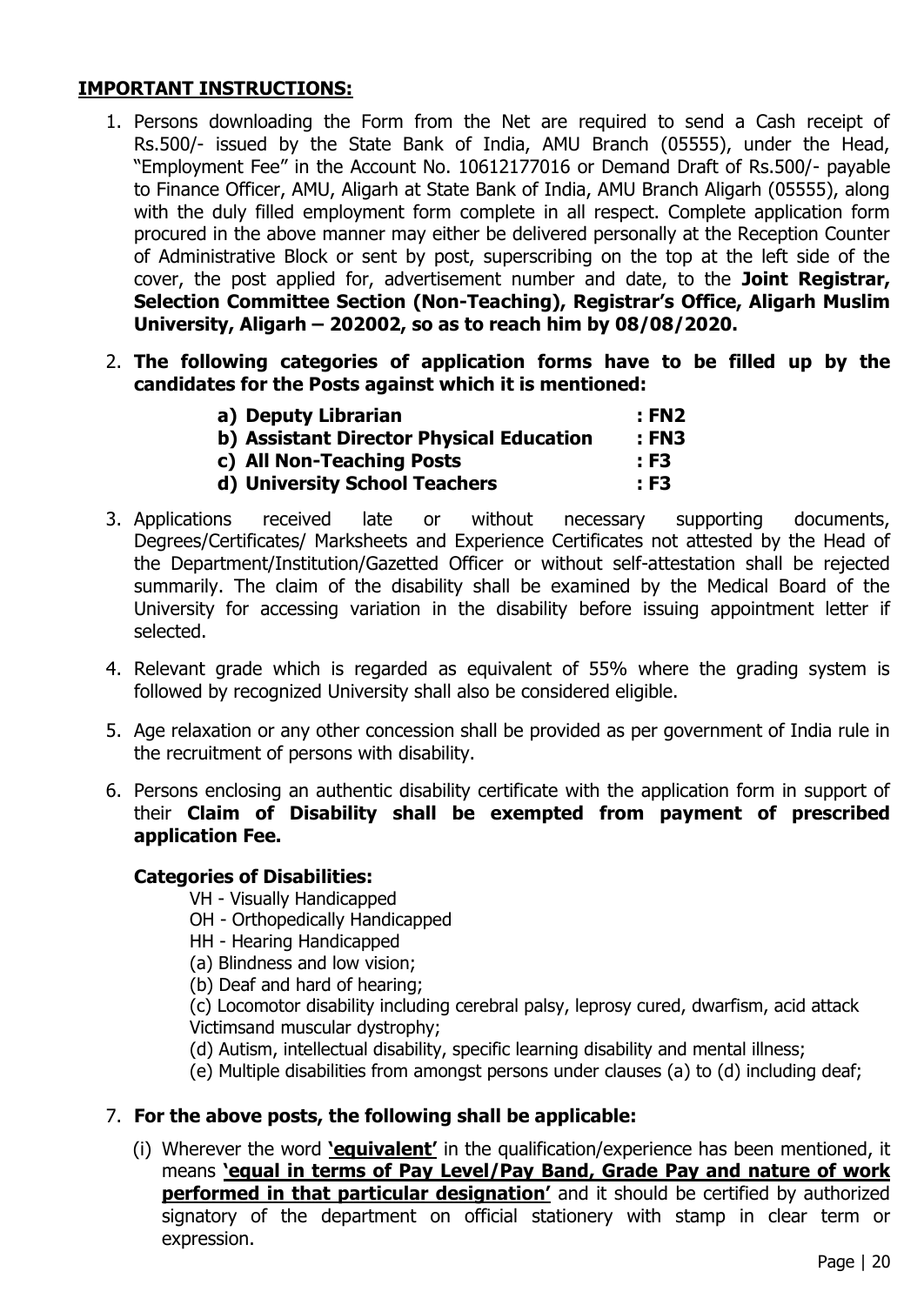## IMPORTANT INSTRUCTIONS:

1. Persons downloading the Form from the Net are required to send a Cash receipt of Rs.500/- issued by the State Bank of India, AMU Branch (05555), under the Head, "Employment Fee" in the Account No. 10612177016 or Demand Draft of Rs.500/- payable to Finance Officer, AMU, Aligarh at State Bank of India, AMU Branch Aligarh (05555), along with the duly filled employment form complete in all respect. Complete application form procured in the above manner may either be delivered personally at the Reception Counter of Administrative Block or sent by post, superscribing on the top at the left side of the cover, the post applied for, advertisement number and date, to the **Joint Registrar, Selection Committee Section (Non-Teaching), Registrar's Office, Aligarh Muslim University, Aligarh – 202002, so as to reach him by 08/08/2020.**

2. **The following categories of application forms have to be filled up by the candidates for the Posts against which it is mentioned:**

   **a) Deputy Librarian : FN2**
   **b) Assistant Director Physical Education : FN3**
   **c) All Non-Teaching Posts : F3**
   **d) University School Teachers : F3**

3. Applications received late or without necessary supporting documents, Degrees/Certificates/ Marksheets and Experience Certificates not attested by the Head of the Department/Institution/Gazetted Officer or without self-attestation shall be rejected summarily. The claim of the disability shall be examined by the Medical Board of the University for accessing variation in the disability before issuing appointment letter if selected.

4. Relevant grade which is regarded as equivalent of 55% where the grading system is followed by recognized University shall also be considered eligible.

5. Age relaxation or any other concession shall be provided as per government of India rule in the recruitment of persons with disability.

6. Persons enclosing an authentic disability certificate with the application form in support of their **Claim of Disability shall be exempted from payment of prescribed application Fee.**

   **Categories of Disabilities:**

   VH - Visually Handicapped
   OH - Orthopedically Handicapped
   HH - Hearing Handicapped
   (a) Blindness and low vision;
   (b) Deaf and hard of hearing;
   (c) Locomotor disability including cerebral palsy, leprosy cured, dwarfism, acid attack Victimsand muscular dystrophy;
   (d) Autism, intellectual disability, specific learning disability and mental illness;
   (e) Multiple disabilities from amongst persons under clauses (a) to (d) including deaf;

7. **For the above posts, the following shall be applicable:**

   (i) Wherever the word **'equivalent'** in the qualification/experience has been mentioned, it means **'equal in terms of Pay Level/Pay Band, Grade Pay and nature of work performed in that particular designation'** and it should be certified by authorized signatory of the department on official stationery with stamp in clear term or expression.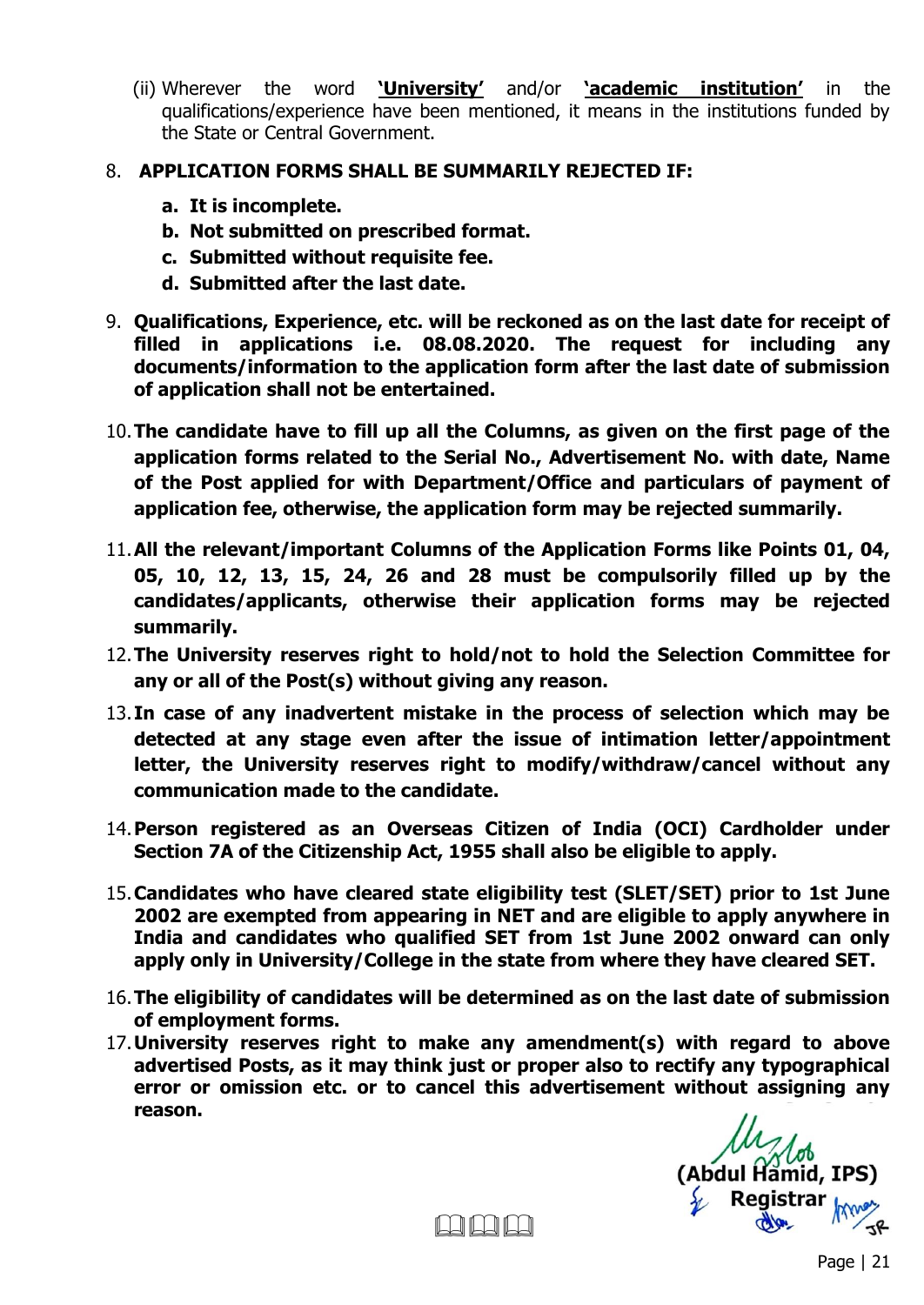(ii) Wherever the word **'University'** and/or **'academic institution'** in the qualifications/experience have been mentioned, it means in the institutions funded by the State or Central Government.

8. **APPLICATION FORMS SHALL BE SUMMARILY REJECTED IF:**
   - **a. It is incomplete.**
   - **b. Not submitted on prescribed format.**
   - **c. Submitted without requisite fee.**
   - **d. Submitted after the last date.**

9. **Qualifications, Experience, etc. will be reckoned as on the last date for receipt of filled in applications i.e. 08.08.2020. The request for including any documents/information to the application form after the last date of submission of application shall not be entertained.**

10. **The candidate have to fill up all the Columns, as given on the first page of the application forms related to the Serial No., Advertisement No. with date, Name of the Post applied for with Department/Office and particulars of payment of application fee, otherwise, the application form may be rejected summarily.**

11. **All the relevant/important Columns of the Application Forms like Points 01, 04, 05, 10, 12, 13, 15, 24, 26 and 28 must be compulsorily filled up by the candidates/applicants, otherwise their application forms may be rejected summarily.**

12. **The University reserves right to hold/not to hold the Selection Committee for any or all of the Post(s) without giving any reason.**

13. **In case of any inadvertent mistake in the process of selection which may be detected at any stage even after the issue of intimation letter/appointment letter, the University reserves right to modify/withdraw/cancel without any communication made to the candidate.**

14. **Person registered as an Overseas Citizen of India (OCI) Cardholder under Section 7A of the Citizenship Act, 1955 shall also be eligible to apply.**

15. **Candidates who have cleared state eligibility test (SLET/SET) prior to 1st June 2002 are exempted from appearing in NET and are eligible to apply anywhere in India and candidates who qualified SET from 1st June 2002 onward can only apply only in University/College in the state from where they have cleared SET.**

16. **The eligibility of candidates will be determined as on the last date of submission of employment forms.**

17. **University reserves right to make any amendment(s) with regard to above advertised Posts, as it may think just or proper also to rectify any typographical error or omission etc. or to cancel this advertisement without assigning any reason.**

**(Abdul Hamid, IPS)**
**Registrar**